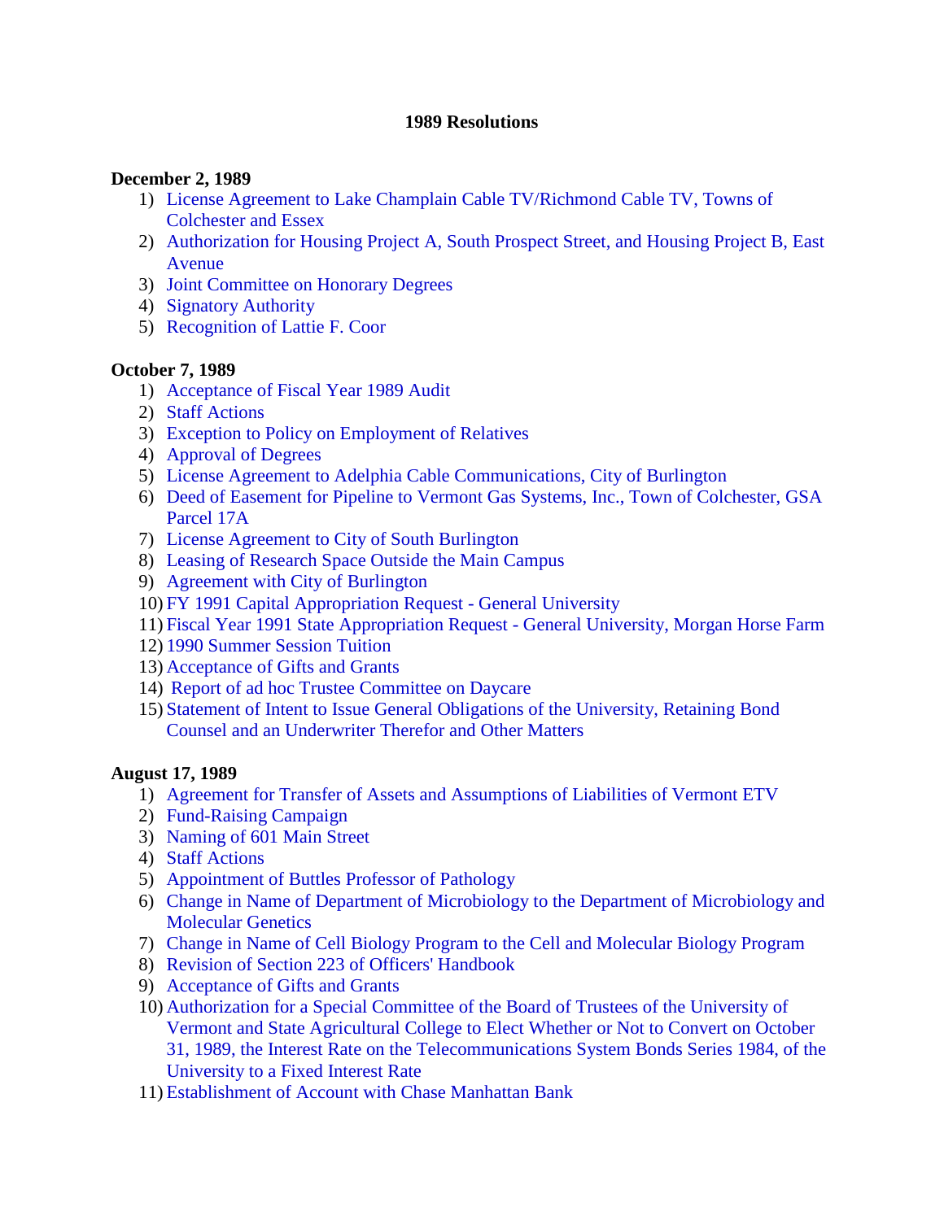# 1989 Resolutions

**December 2, 1989**

1) License Agreement to Lake Champlain Cable TV/Richmond Cable TV, Towns of Colchester and Essex
2) Authorization for Housing Project A, South Prospect Street, and Housing Project B, East Avenue
3) Joint Committee on Honorary Degrees
4) Signatory Authority
5) Recognition of Lattie F. Coor

**October 7, 1989**

1) Acceptance of Fiscal Year 1989 Audit
2) Staff Actions
3) Exception to Policy on Employment of Relatives
4) Approval of Degrees
5) License Agreement to Adelphia Cable Communications, City of Burlington
6) Deed of Easement for Pipeline to Vermont Gas Systems, Inc., Town of Colchester, GSA Parcel 17A
7) License Agreement to City of South Burlington
8) Leasing of Research Space Outside the Main Campus
9) Agreement with City of Burlington
10) FY 1991 Capital Appropriation Request - General University
11) Fiscal Year 1991 State Appropriation Request - General University, Morgan Horse Farm
12) 1990 Summer Session Tuition
13) Acceptance of Gifts and Grants
14) Report of ad hoc Trustee Committee on Daycare
15) Statement of Intent to Issue General Obligations of the University, Retaining Bond Counsel and an Underwriter Therefor and Other Matters

**August 17, 1989**

1) Agreement for Transfer of Assets and Assumptions of Liabilities of Vermont ETV
2) Fund-Raising Campaign
3) Naming of 601 Main Street
4) Staff Actions
5) Appointment of Buttles Professor of Pathology
6) Change in Name of Department of Microbiology to the Department of Microbiology and Molecular Genetics
7) Change in Name of Cell Biology Program to the Cell and Molecular Biology Program
8) Revision of Section 223 of Officers' Handbook
9) Acceptance of Gifts and Grants
10) Authorization for a Special Committee of the Board of Trustees of the University of Vermont and State Agricultural College to Elect Whether or Not to Convert on October 31, 1989, the Interest Rate on the Telecommunications System Bonds Series 1984, of the University to a Fixed Interest Rate
11) Establishment of Account with Chase Manhattan Bank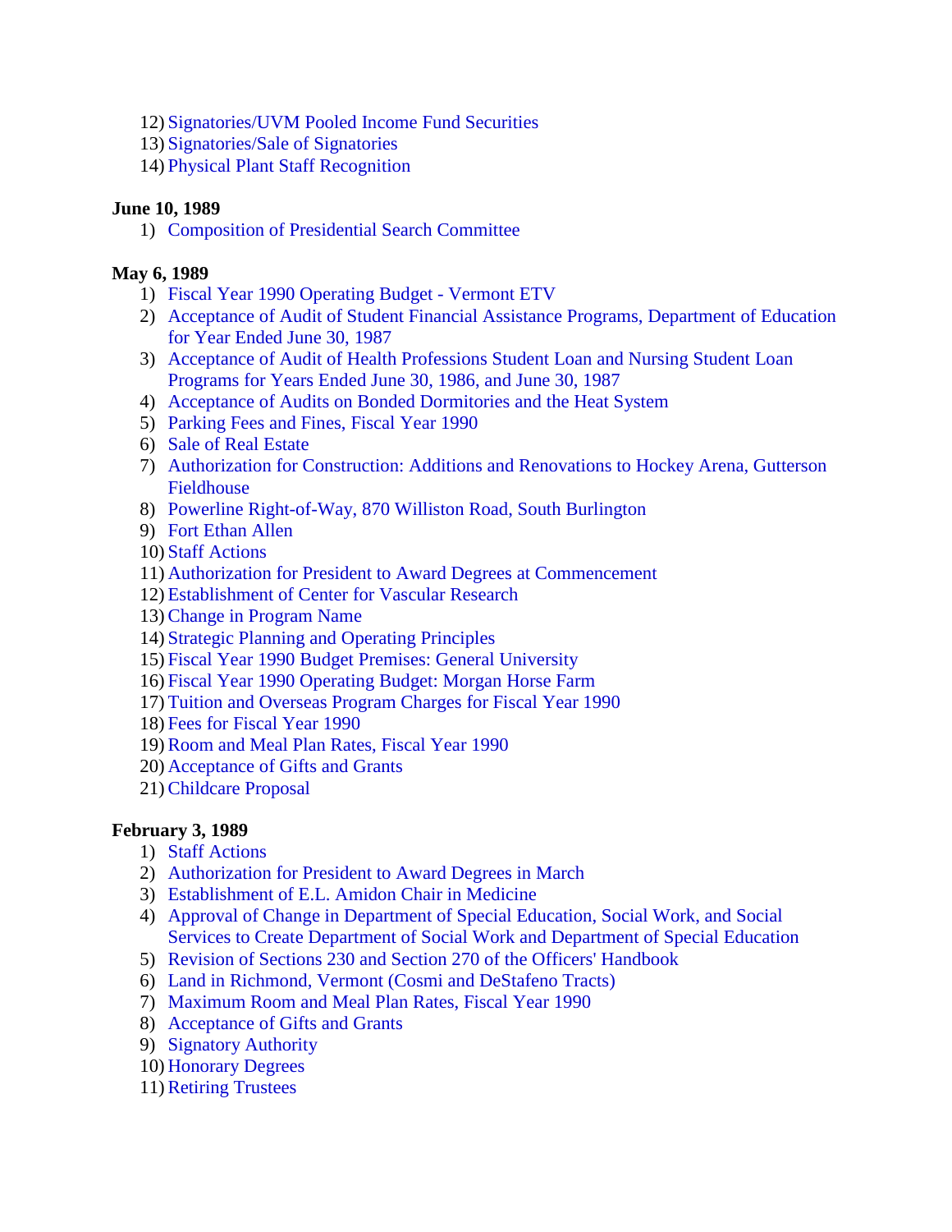12) Signatories/UVM Pooled Income Fund Securities
13) Signatories/Sale of Signatories
14) Physical Plant Staff Recognition

**June 10, 1989**

1) Composition of Presidential Search Committee

**May 6, 1989**

1) Fiscal Year 1990 Operating Budget - Vermont ETV
2) Acceptance of Audit of Student Financial Assistance Programs, Department of Education for Year Ended June 30, 1987
3) Acceptance of Audit of Health Professions Student Loan and Nursing Student Loan Programs for Years Ended June 30, 1986, and June 30, 1987
4) Acceptance of Audits on Bonded Dormitories and the Heat System
5) Parking Fees and Fines, Fiscal Year 1990
6) Sale of Real Estate
7) Authorization for Construction: Additions and Renovations to Hockey Arena, Gutterson Fieldhouse
8) Powerline Right-of-Way, 870 Williston Road, South Burlington
9) Fort Ethan Allen
10) Staff Actions
11) Authorization for President to Award Degrees at Commencement
12) Establishment of Center for Vascular Research
13) Change in Program Name
14) Strategic Planning and Operating Principles
15) Fiscal Year 1990 Budget Premises: General University
16) Fiscal Year 1990 Operating Budget: Morgan Horse Farm
17) Tuition and Overseas Program Charges for Fiscal Year 1990
18) Fees for Fiscal Year 1990
19) Room and Meal Plan Rates, Fiscal Year 1990
20) Acceptance of Gifts and Grants
21) Childcare Proposal

**February 3, 1989**

1) Staff Actions
2) Authorization for President to Award Degrees in March
3) Establishment of E.L. Amidon Chair in Medicine
4) Approval of Change in Department of Special Education, Social Work, and Social Services to Create Department of Social Work and Department of Special Education
5) Revision of Sections 230 and Section 270 of the Officers' Handbook
6) Land in Richmond, Vermont (Cosmi and DeStafeno Tracts)
7) Maximum Room and Meal Plan Rates, Fiscal Year 1990
8) Acceptance of Gifts and Grants
9) Signatory Authority
10) Honorary Degrees
11) Retiring Trustees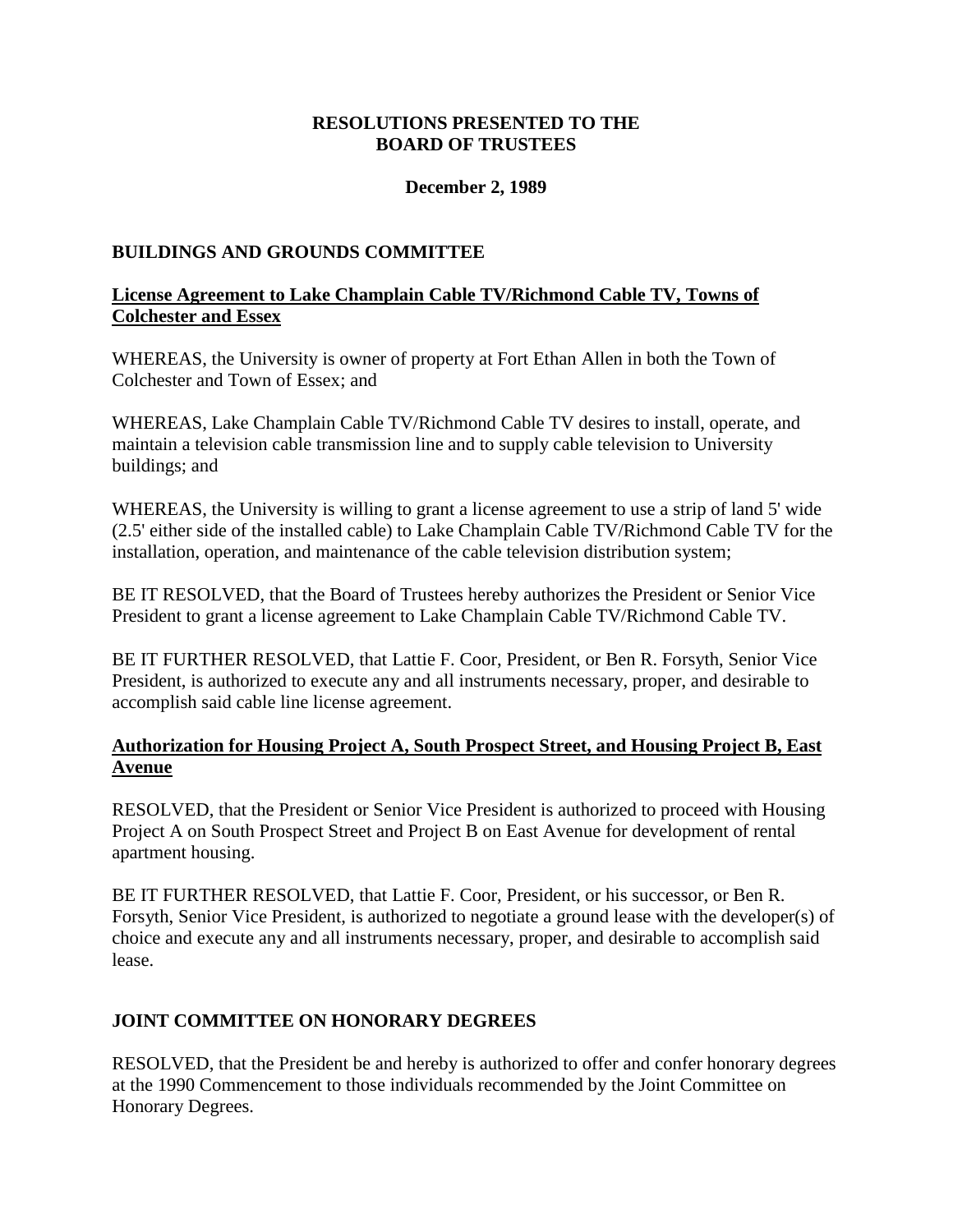**RESOLUTIONS PRESENTED TO THE BOARD OF TRUSTEES**

**December 2, 1989**

## BUILDINGS AND GROUNDS COMMITTEE

### License Agreement to Lake Champlain Cable TV/Richmond Cable TV, Towns of Colchester and Essex

WHEREAS, the University is owner of property at Fort Ethan Allen in both the Town of Colchester and Town of Essex; and

WHEREAS, Lake Champlain Cable TV/Richmond Cable TV desires to install, operate, and maintain a television cable transmission line and to supply cable television to University buildings; and

WHEREAS, the University is willing to grant a license agreement to use a strip of land 5' wide (2.5' either side of the installed cable) to Lake Champlain Cable TV/Richmond Cable TV for the installation, operation, and maintenance of the cable television distribution system;

BE IT RESOLVED, that the Board of Trustees hereby authorizes the President or Senior Vice President to grant a license agreement to Lake Champlain Cable TV/Richmond Cable TV.

BE IT FURTHER RESOLVED, that Lattie F. Coor, President, or Ben R. Forsyth, Senior Vice President, is authorized to execute any and all instruments necessary, proper, and desirable to accomplish said cable line license agreement.

### Authorization for Housing Project A, South Prospect Street, and Housing Project B, East Avenue

RESOLVED, that the President or Senior Vice President is authorized to proceed with Housing Project A on South Prospect Street and Project B on East Avenue for development of rental apartment housing.

BE IT FURTHER RESOLVED, that Lattie F. Coor, President, or his successor, or Ben R. Forsyth, Senior Vice President, is authorized to negotiate a ground lease with the developer(s) of choice and execute any and all instruments necessary, proper, and desirable to accomplish said lease.

## JOINT COMMITTEE ON HONORARY DEGREES

RESOLVED, that the President be and hereby is authorized to offer and confer honorary degrees at the 1990 Commencement to those individuals recommended by the Joint Committee on Honorary Degrees.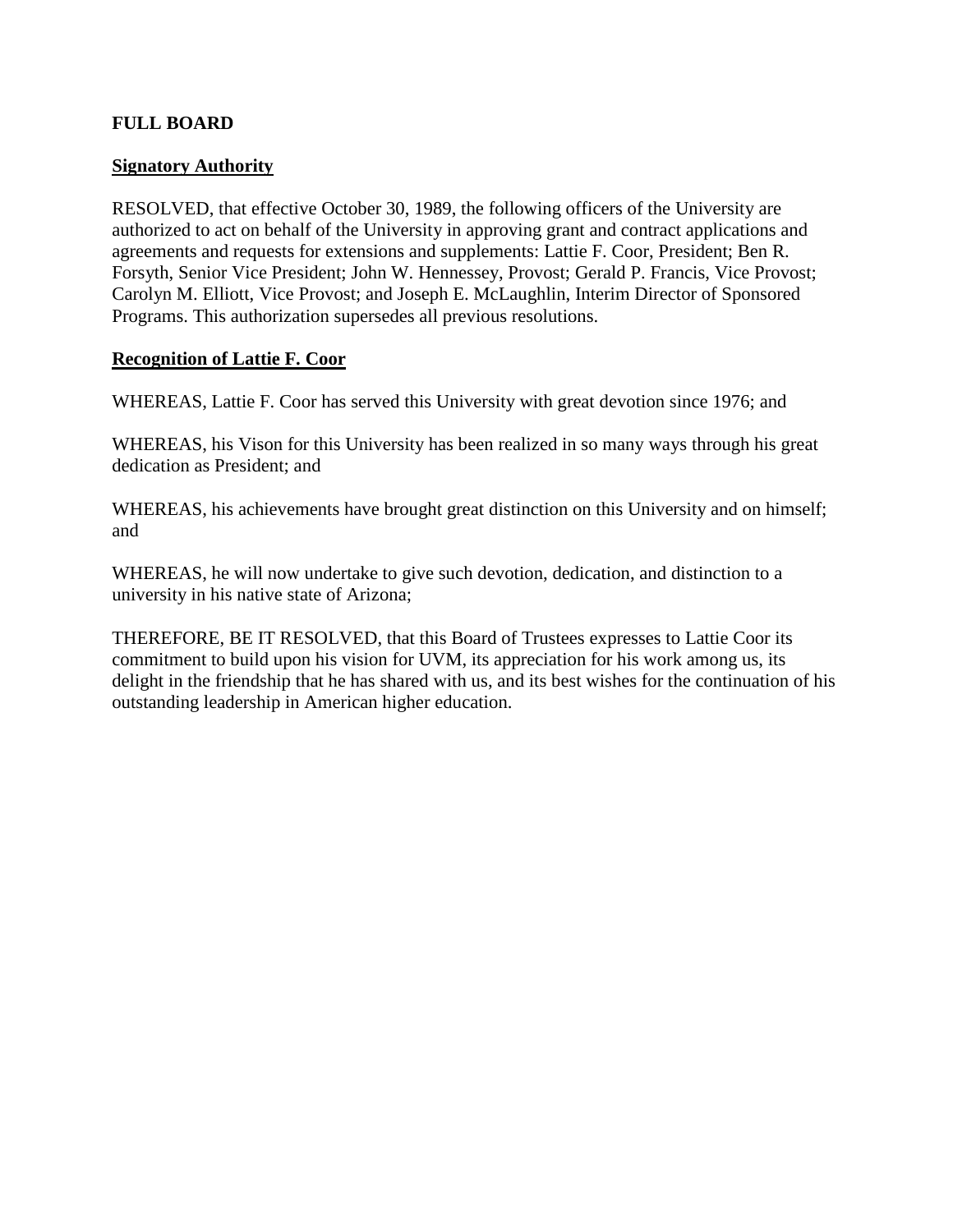**FULL BOARD**

**Signatory Authority**

RESOLVED, that effective October 30, 1989, the following officers of the University are authorized to act on behalf of the University in approving grant and contract applications and agreements and requests for extensions and supplements: Lattie F. Coor, President; Ben R. Forsyth, Senior Vice President; John W. Hennessey, Provost; Gerald P. Francis, Vice Provost; Carolyn M. Elliott, Vice Provost; and Joseph E. McLaughlin, Interim Director of Sponsored Programs. This authorization supersedes all previous resolutions.

**Recognition of Lattie F. Coor**

WHEREAS, Lattie F. Coor has served this University with great devotion since 1976; and

WHEREAS, his Vison for this University has been realized in so many ways through his great dedication as President; and

WHEREAS, his achievements have brought great distinction on this University and on himself; and

WHEREAS, he will now undertake to give such devotion, dedication, and distinction to a university in his native state of Arizona;

THEREFORE, BE IT RESOLVED, that this Board of Trustees expresses to Lattie Coor its commitment to build upon his vision for UVM, its appreciation for his work among us, its delight in the friendship that he has shared with us, and its best wishes for the continuation of his outstanding leadership in American higher education.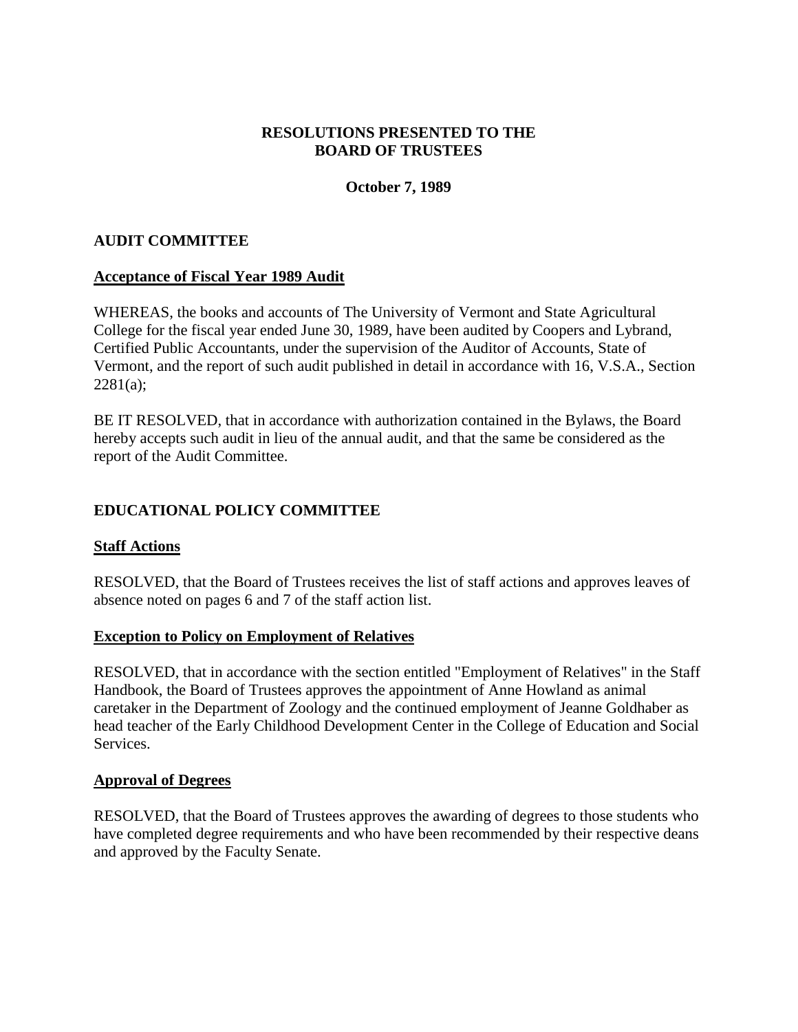**RESOLUTIONS PRESENTED TO THE BOARD OF TRUSTEES**

**October 7, 1989**

## AUDIT COMMITTEE

### Acceptance of Fiscal Year 1989 Audit

WHEREAS, the books and accounts of The University of Vermont and State Agricultural College for the fiscal year ended June 30, 1989, have been audited by Coopers and Lybrand, Certified Public Accountants, under the supervision of the Auditor of Accounts, State of Vermont, and the report of such audit published in detail in accordance with 16, V.S.A., Section 2281(a);

BE IT RESOLVED, that in accordance with authorization contained in the Bylaws, the Board hereby accepts such audit in lieu of the annual audit, and that the same be considered as the report of the Audit Committee.

## EDUCATIONAL POLICY COMMITTEE

### Staff Actions

RESOLVED, that the Board of Trustees receives the list of staff actions and approves leaves of absence noted on pages 6 and 7 of the staff action list.

### Exception to Policy on Employment of Relatives

RESOLVED, that in accordance with the section entitled "Employment of Relatives" in the Staff Handbook, the Board of Trustees approves the appointment of Anne Howland as animal caretaker in the Department of Zoology and the continued employment of Jeanne Goldhaber as head teacher of the Early Childhood Development Center in the College of Education and Social Services.

### Approval of Degrees

RESOLVED, that the Board of Trustees approves the awarding of degrees to those students who have completed degree requirements and who have been recommended by their respective deans and approved by the Faculty Senate.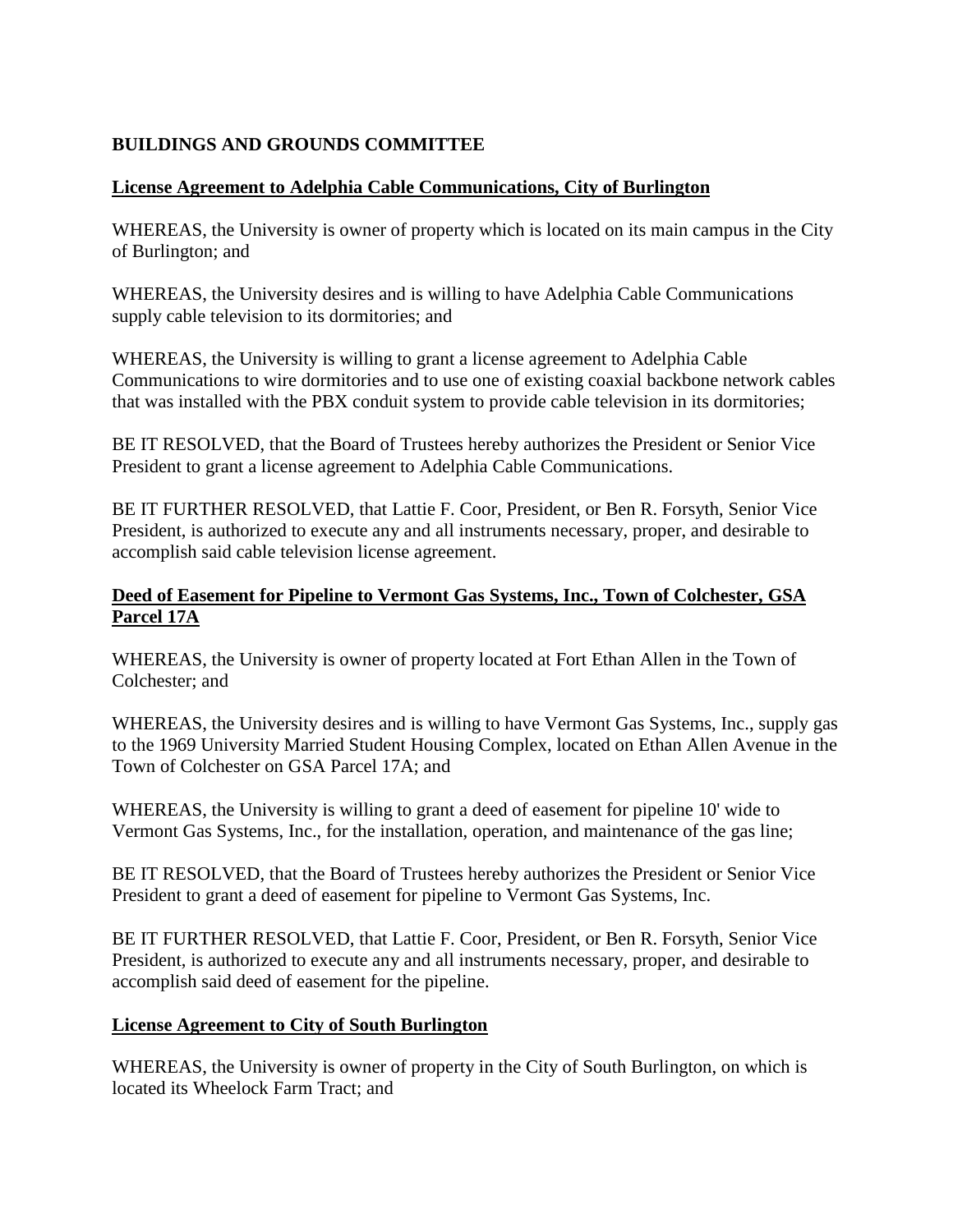## BUILDINGS AND GROUNDS COMMITTEE

**License Agreement to Adelphia Cable Communications, City of Burlington**

WHEREAS, the University is owner of property which is located on its main campus in the City of Burlington; and

WHEREAS, the University desires and is willing to have Adelphia Cable Communications supply cable television to its dormitories; and

WHEREAS, the University is willing to grant a license agreement to Adelphia Cable Communications to wire dormitories and to use one of existing coaxial backbone network cables that was installed with the PBX conduit system to provide cable television in its dormitories;

BE IT RESOLVED, that the Board of Trustees hereby authorizes the President or Senior Vice President to grant a license agreement to Adelphia Cable Communications.

BE IT FURTHER RESOLVED, that Lattie F. Coor, President, or Ben R. Forsyth, Senior Vice President, is authorized to execute any and all instruments necessary, proper, and desirable to accomplish said cable television license agreement.

**Deed of Easement for Pipeline to Vermont Gas Systems, Inc., Town of Colchester, GSA Parcel 17A**

WHEREAS, the University is owner of property located at Fort Ethan Allen in the Town of Colchester; and

WHEREAS, the University desires and is willing to have Vermont Gas Systems, Inc., supply gas to the 1969 University Married Student Housing Complex, located on Ethan Allen Avenue in the Town of Colchester on GSA Parcel 17A; and

WHEREAS, the University is willing to grant a deed of easement for pipeline 10' wide to Vermont Gas Systems, Inc., for the installation, operation, and maintenance of the gas line;

BE IT RESOLVED, that the Board of Trustees hereby authorizes the President or Senior Vice President to grant a deed of easement for pipeline to Vermont Gas Systems, Inc.

BE IT FURTHER RESOLVED, that Lattie F. Coor, President, or Ben R. Forsyth, Senior Vice President, is authorized to execute any and all instruments necessary, proper, and desirable to accomplish said deed of easement for the pipeline.

**License Agreement to City of South Burlington**

WHEREAS, the University is owner of property in the City of South Burlington, on which is located its Wheelock Farm Tract; and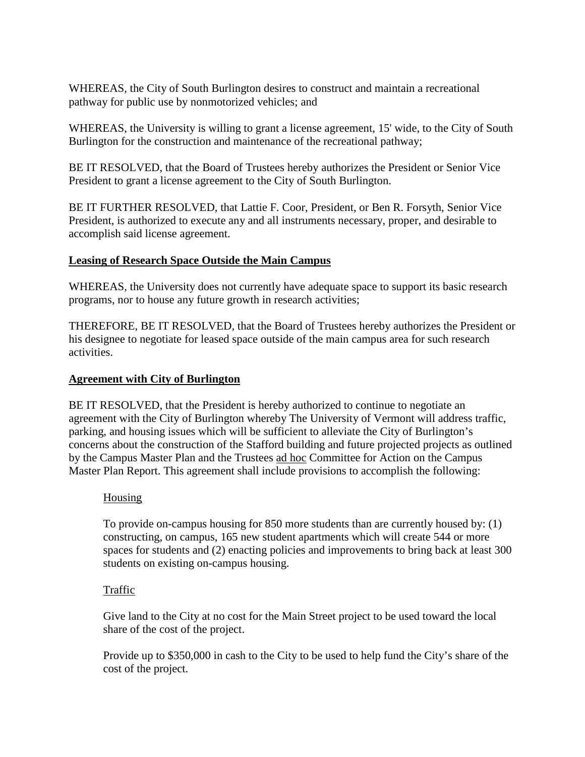WHEREAS, the City of South Burlington desires to construct and maintain a recreational pathway for public use by nonmotorized vehicles; and

WHEREAS, the University is willing to grant a license agreement, 15' wide, to the City of South Burlington for the construction and maintenance of the recreational pathway;

BE IT RESOLVED, that the Board of Trustees hereby authorizes the President or Senior Vice President to grant a license agreement to the City of South Burlington.

BE IT FURTHER RESOLVED, that Lattie F. Coor, President, or Ben R. Forsyth, Senior Vice President, is authorized to execute any and all instruments necessary, proper, and desirable to accomplish said license agreement.

**Leasing of Research Space Outside the Main Campus**

WHEREAS, the University does not currently have adequate space to support its basic research programs, nor to house any future growth in research activities;

THEREFORE, BE IT RESOLVED, that the Board of Trustees hereby authorizes the President or his designee to negotiate for leased space outside of the main campus area for such research activities.

**Agreement with City of Burlington**

BE IT RESOLVED, that the President is hereby authorized to continue to negotiate an agreement with the City of Burlington whereby The University of Vermont will address traffic, parking, and housing issues which will be sufficient to alleviate the City of Burlington's concerns about the construction of the Stafford building and future projected projects as outlined by the Campus Master Plan and the Trustees ad hoc Committee for Action on the Campus Master Plan Report. This agreement shall include provisions to accomplish the following:

> Housing
>
> To provide on-campus housing for 850 more students than are currently housed by: (1) constructing, on campus, 165 new student apartments which will create 544 or more spaces for students and (2) enacting policies and improvements to bring back at least 300 students on existing on-campus housing.
>
> Traffic
>
> Give land to the City at no cost for the Main Street project to be used toward the local share of the cost of the project.
>
> Provide up to $350,000 in cash to the City to be used to help fund the City's share of the cost of the project.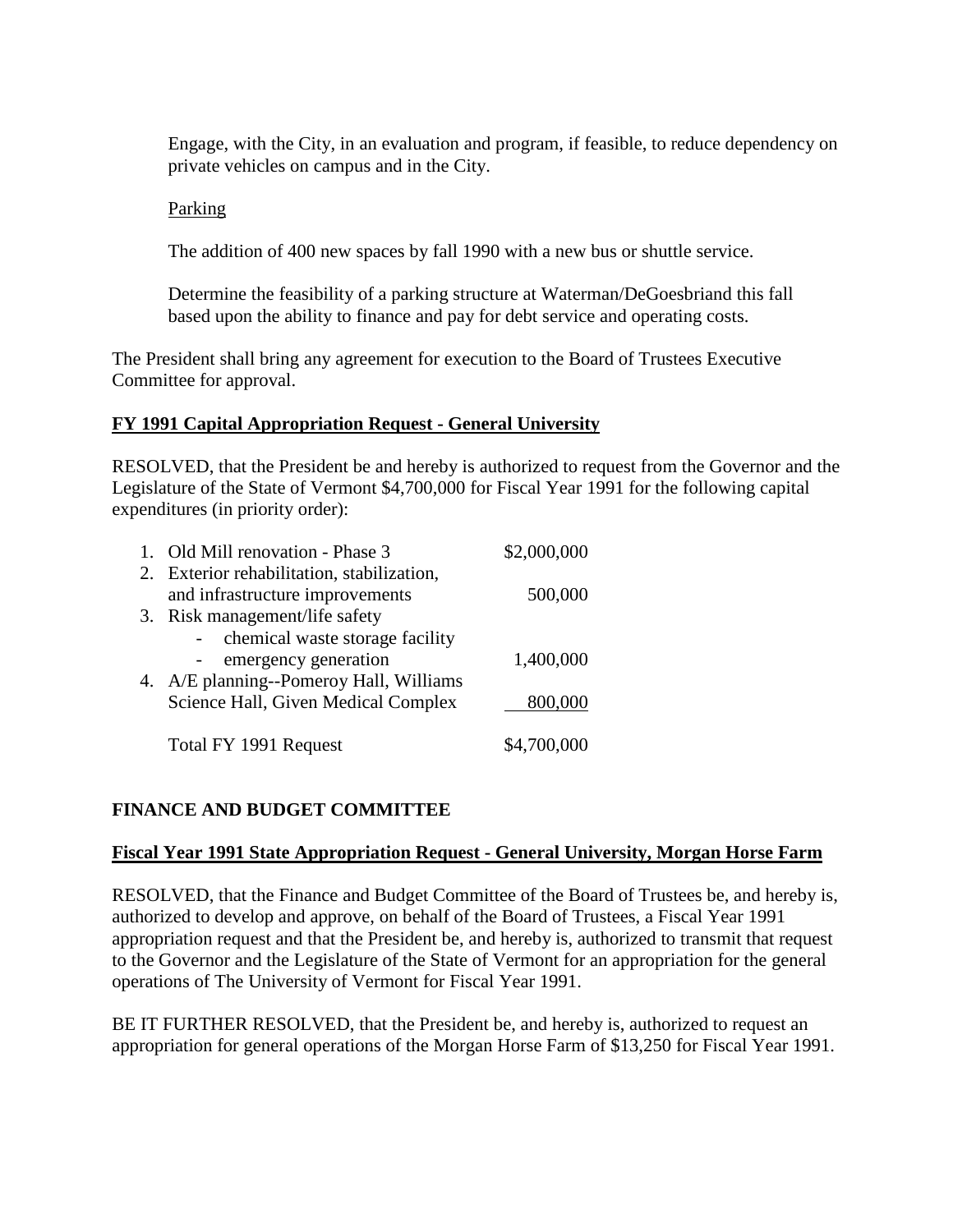Engage, with the City, in an evaluation and program, if feasible, to reduce dependency on private vehicles on campus and in the City.

Parking

The addition of 400 new spaces by fall 1990 with a new bus or shuttle service.

Determine the feasibility of a parking structure at Waterman/DeGoesbriand this fall based upon the ability to finance and pay for debt service and operating costs.

The President shall bring any agreement for execution to the Board of Trustees Executive Committee for approval.

**FY 1991 Capital Appropriation Request - General University**

RESOLVED, that the President be and hereby is authorized to request from the Governor and the Legislature of the State of Vermont $4,700,000 for Fiscal Year 1991 for the following capital expenditures (in priority order):

| | |
|---|---|
| 1. Old Mill renovation - Phase 3 | $2,000,000 |
| 2. Exterior rehabilitation, stabilization, and infrastructure improvements | 500,000 |
| 3. Risk management/life safety<br>- chemical waste storage facility<br>- emergency generation | 1,400,000 |
| 4. A/E planning--Pomeroy Hall, Williams Science Hall, Given Medical Complex | 800,000 |
| Total FY 1991 Request | $4,700,000 |

**FINANCE AND BUDGET COMMITTEE**

**Fiscal Year 1991 State Appropriation Request - General University, Morgan Horse Farm**

RESOLVED, that the Finance and Budget Committee of the Board of Trustees be, and hereby is, authorized to develop and approve, on behalf of the Board of Trustees, a Fiscal Year 1991 appropriation request and that the President be, and hereby is, authorized to transmit that request to the Governor and the Legislature of the State of Vermont for an appropriation for the general operations of The University of Vermont for Fiscal Year 1991.

BE IT FURTHER RESOLVED, that the President be, and hereby is, authorized to request an appropriation for general operations of the Morgan Horse Farm of $13,250 for Fiscal Year 1991.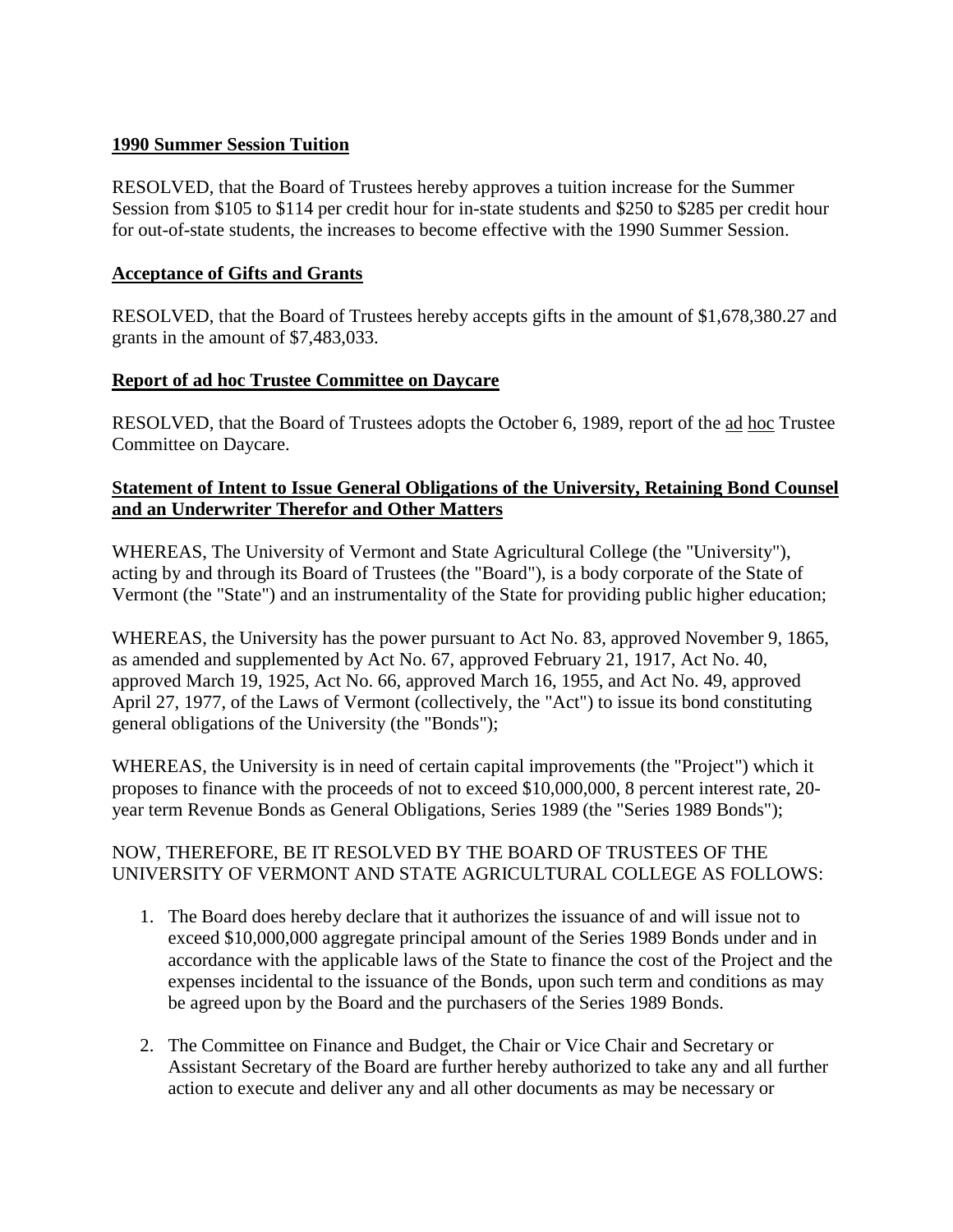**1990 Summer Session Tuition**

RESOLVED, that the Board of Trustees hereby approves a tuition increase for the Summer Session from $105 to $114 per credit hour for in-state students and $250 to $285 per credit hour for out-of-state students, the increases to become effective with the 1990 Summer Session.

**Acceptance of Gifts and Grants**

RESOLVED, that the Board of Trustees hereby accepts gifts in the amount of $1,678,380.27 and grants in the amount of $7,483,033.

**Report of ad hoc Trustee Committee on Daycare**

RESOLVED, that the Board of Trustees adopts the October 6, 1989, report of the ad hoc Trustee Committee on Daycare.

**Statement of Intent to Issue General Obligations of the University, Retaining Bond Counsel and an Underwriter Therefor and Other Matters**

WHEREAS, The University of Vermont and State Agricultural College (the "University"), acting by and through its Board of Trustees (the "Board"), is a body corporate of the State of Vermont (the "State") and an instrumentality of the State for providing public higher education;

WHEREAS, the University has the power pursuant to Act No. 83, approved November 9, 1865, as amended and supplemented by Act No. 67, approved February 21, 1917, Act No. 40, approved March 19, 1925, Act No. 66, approved March 16, 1955, and Act No. 49, approved April 27, 1977, of the Laws of Vermont (collectively, the "Act") to issue its bond constituting general obligations of the University (the "Bonds");

WHEREAS, the University is in need of certain capital improvements (the "Project") which it proposes to finance with the proceeds of not to exceed $10,000,000, 8 percent interest rate, 20-year term Revenue Bonds as General Obligations, Series 1989 (the "Series 1989 Bonds");

NOW, THEREFORE, BE IT RESOLVED BY THE BOARD OF TRUSTEES OF THE UNIVERSITY OF VERMONT AND STATE AGRICULTURAL COLLEGE AS FOLLOWS:

1. The Board does hereby declare that it authorizes the issuance of and will issue not to exceed $10,000,000 aggregate principal amount of the Series 1989 Bonds under and in accordance with the applicable laws of the State to finance the cost of the Project and the expenses incidental to the issuance of the Bonds, upon such term and conditions as may be agreed upon by the Board and the purchasers of the Series 1989 Bonds.

2. The Committee on Finance and Budget, the Chair or Vice Chair and Secretary or Assistant Secretary of the Board are further hereby authorized to take any and all further action to execute and deliver any and all other documents as may be necessary or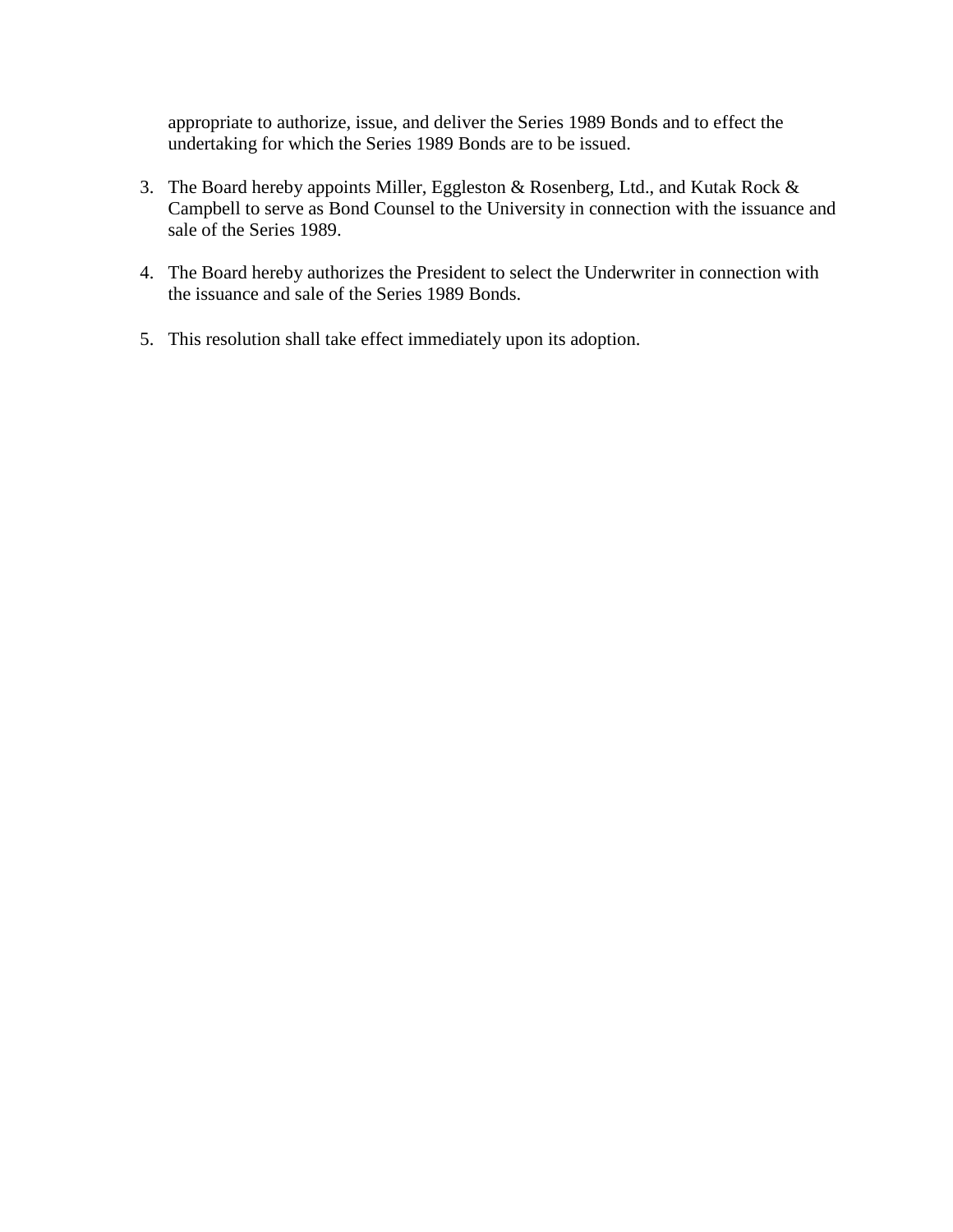appropriate to authorize, issue, and deliver the Series 1989 Bonds and to effect the undertaking for which the Series 1989 Bonds are to be issued.

3. The Board hereby appoints Miller, Eggleston & Rosenberg, Ltd., and Kutak Rock & Campbell to serve as Bond Counsel to the University in connection with the issuance and sale of the Series 1989.

4. The Board hereby authorizes the President to select the Underwriter in connection with the issuance and sale of the Series 1989 Bonds.

5. This resolution shall take effect immediately upon its adoption.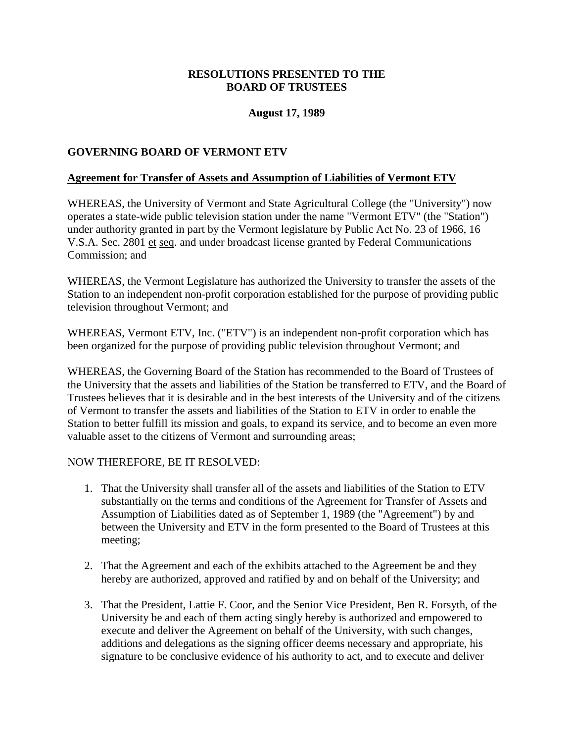**RESOLUTIONS PRESENTED TO THE BOARD OF TRUSTEES**

**August 17, 1989**

## GOVERNING BOARD OF VERMONT ETV

### Agreement for Transfer of Assets and Assumption of Liabilities of Vermont ETV

WHEREAS, the University of Vermont and State Agricultural College (the "University") now operates a state-wide public television station under the name "Vermont ETV" (the "Station") under authority granted in part by the Vermont legislature by Public Act No. 23 of 1966, 16 V.S.A. Sec. 2801 et seq. and under broadcast license granted by Federal Communications Commission; and

WHEREAS, the Vermont Legislature has authorized the University to transfer the assets of the Station to an independent non-profit corporation established for the purpose of providing public television throughout Vermont; and

WHEREAS, Vermont ETV, Inc. ("ETV") is an independent non-profit corporation which has been organized for the purpose of providing public television throughout Vermont; and

WHEREAS, the Governing Board of the Station has recommended to the Board of Trustees of the University that the assets and liabilities of the Station be transferred to ETV, and the Board of Trustees believes that it is desirable and in the best interests of the University and of the citizens of Vermont to transfer the assets and liabilities of the Station to ETV in order to enable the Station to better fulfill its mission and goals, to expand its service, and to become an even more valuable asset to the citizens of Vermont and surrounding areas;

NOW THEREFORE, BE IT RESOLVED:

1. That the University shall transfer all of the assets and liabilities of the Station to ETV substantially on the terms and conditions of the Agreement for Transfer of Assets and Assumption of Liabilities dated as of September 1, 1989 (the "Agreement") by and between the University and ETV in the form presented to the Board of Trustees at this meeting;

2. That the Agreement and each of the exhibits attached to the Agreement be and they hereby are authorized, approved and ratified by and on behalf of the University; and

3. That the President, Lattie F. Coor, and the Senior Vice President, Ben R. Forsyth, of the University be and each of them acting singly hereby is authorized and empowered to execute and deliver the Agreement on behalf of the University, with such changes, additions and delegations as the signing officer deems necessary and appropriate, his signature to be conclusive evidence of his authority to act, and to execute and deliver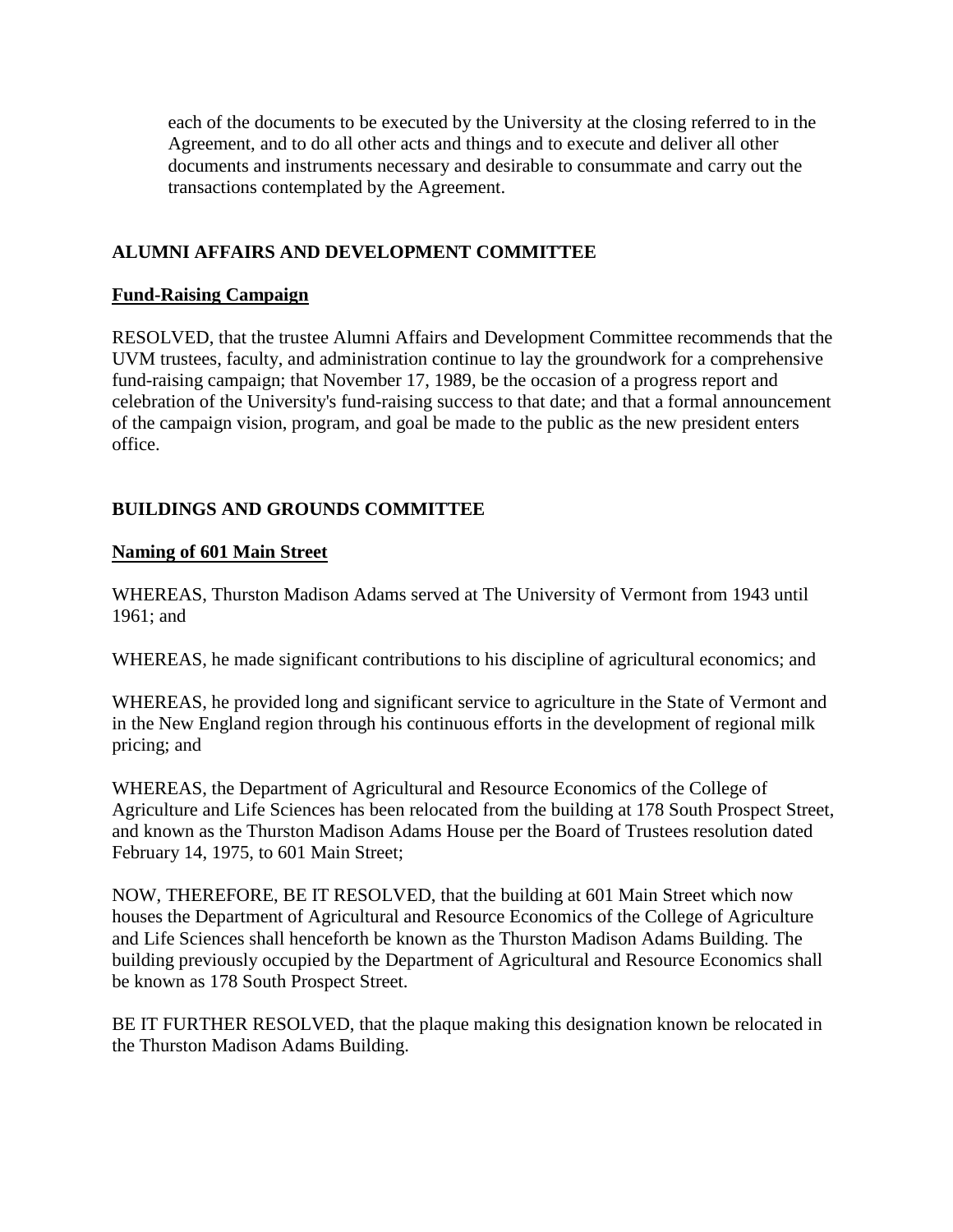each of the documents to be executed by the University at the closing referred to in the Agreement, and to do all other acts and things and to execute and deliver all other documents and instruments necessary and desirable to consummate and carry out the transactions contemplated by the Agreement.

## ALUMNI AFFAIRS AND DEVELOPMENT COMMITTEE

### Fund-Raising Campaign

RESOLVED, that the trustee Alumni Affairs and Development Committee recommends that the UVM trustees, faculty, and administration continue to lay the groundwork for a comprehensive fund-raising campaign; that November 17, 1989, be the occasion of a progress report and celebration of the University's fund-raising success to that date; and that a formal announcement of the campaign vision, program, and goal be made to the public as the new president enters office.

## BUILDINGS AND GROUNDS COMMITTEE

### Naming of 601 Main Street

WHEREAS, Thurston Madison Adams served at The University of Vermont from 1943 until 1961; and

WHEREAS, he made significant contributions to his discipline of agricultural economics; and

WHEREAS, he provided long and significant service to agriculture in the State of Vermont and in the New England region through his continuous efforts in the development of regional milk pricing; and

WHEREAS, the Department of Agricultural and Resource Economics of the College of Agriculture and Life Sciences has been relocated from the building at 178 South Prospect Street, and known as the Thurston Madison Adams House per the Board of Trustees resolution dated February 14, 1975, to 601 Main Street;

NOW, THEREFORE, BE IT RESOLVED, that the building at 601 Main Street which now houses the Department of Agricultural and Resource Economics of the College of Agriculture and Life Sciences shall henceforth be known as the Thurston Madison Adams Building. The building previously occupied by the Department of Agricultural and Resource Economics shall be known as 178 South Prospect Street.

BE IT FURTHER RESOLVED, that the plaque making this designation known be relocated in the Thurston Madison Adams Building.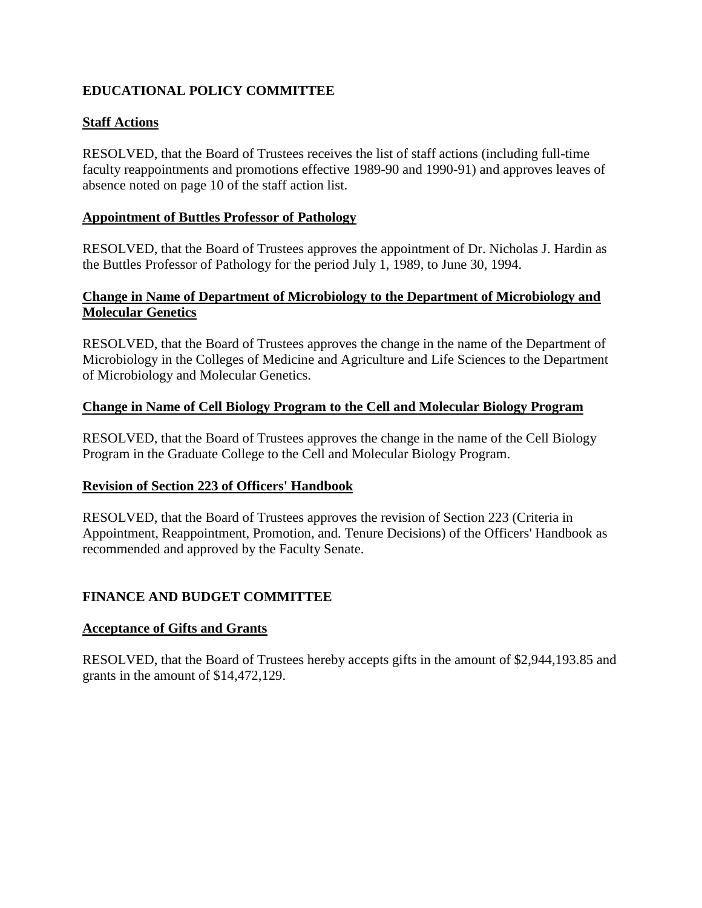## EDUCATIONAL POLICY COMMITTEE

**Staff Actions**

RESOLVED, that the Board of Trustees receives the list of staff actions (including full-time faculty reappointments and promotions effective 1989-90 and 1990-91) and approves leaves of absence noted on page 10 of the staff action list.

**Appointment of Buttles Professor of Pathology**

RESOLVED, that the Board of Trustees approves the appointment of Dr. Nicholas J. Hardin as the Buttles Professor of Pathology for the period July 1, 1989, to June 30, 1994.

**Change in Name of Department of Microbiology to the Department of Microbiology and Molecular Genetics**

RESOLVED, that the Board of Trustees approves the change in the name of the Department of Microbiology in the Colleges of Medicine and Agriculture and Life Sciences to the Department of Microbiology and Molecular Genetics.

**Change in Name of Cell Biology Program to the Cell and Molecular Biology Program**

RESOLVED, that the Board of Trustees approves the change in the name of the Cell Biology Program in the Graduate College to the Cell and Molecular Biology Program.

**Revision of Section 223 of Officers' Handbook**

RESOLVED, that the Board of Trustees approves the revision of Section 223 (Criteria in Appointment, Reappointment, Promotion, and. Tenure Decisions) of the Officers' Handbook as recommended and approved by the Faculty Senate.

## FINANCE AND BUDGET COMMITTEE

**Acceptance of Gifts and Grants**

RESOLVED, that the Board of Trustees hereby accepts gifts in the amount of $2,944,193.85 and grants in the amount of $14,472,129.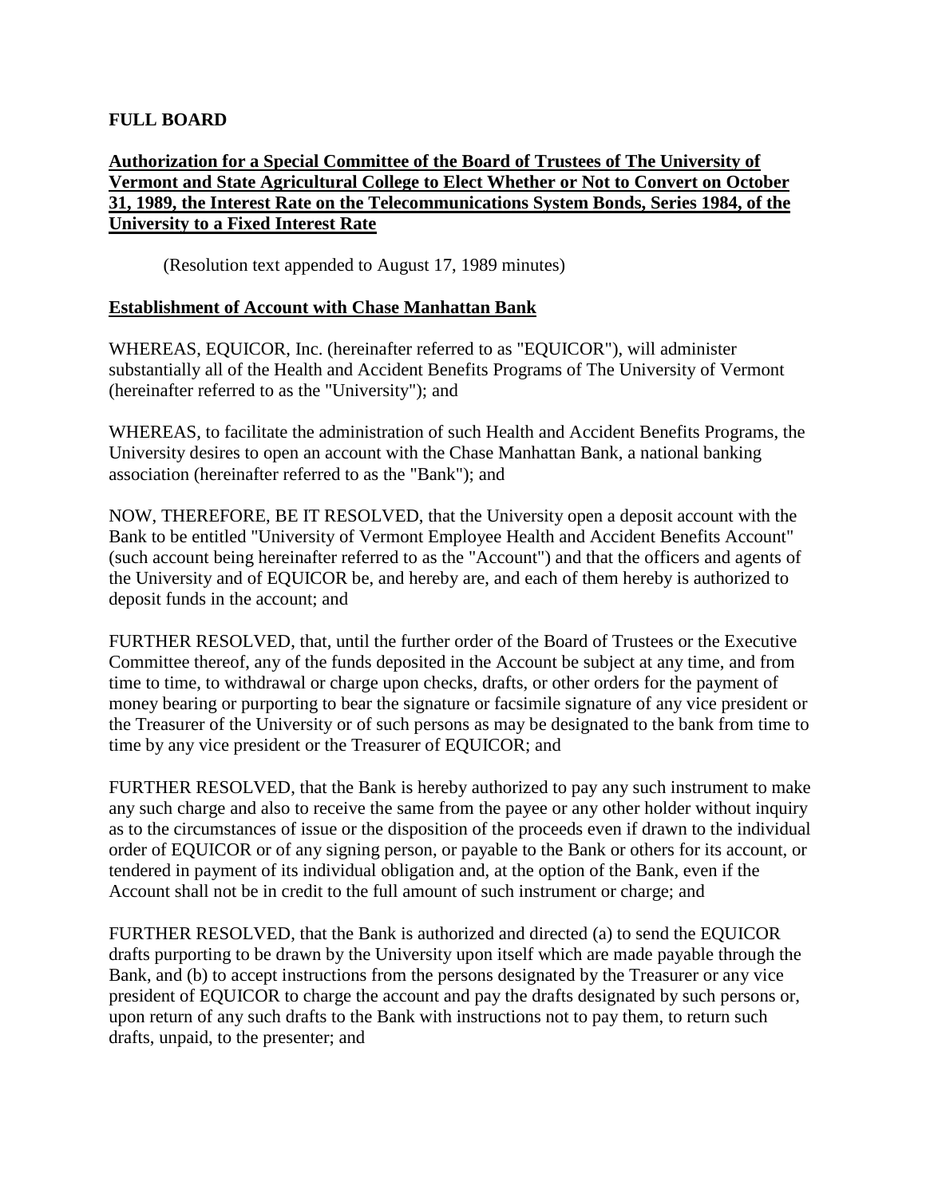**FULL BOARD**

**Authorization for a Special Committee of the Board of Trustees of The University of Vermont and State Agricultural College to Elect Whether or Not to Convert on October 31, 1989, the Interest Rate on the Telecommunications System Bonds, Series 1984, of the University to a Fixed Interest Rate**

(Resolution text appended to August 17, 1989 minutes)

**Establishment of Account with Chase Manhattan Bank**

WHEREAS, EQUICOR, Inc. (hereinafter referred to as "EQUICOR"), will administer substantially all of the Health and Accident Benefits Programs of The University of Vermont (hereinafter referred to as the "University"); and

WHEREAS, to facilitate the administration of such Health and Accident Benefits Programs, the University desires to open an account with the Chase Manhattan Bank, a national banking association (hereinafter referred to as the "Bank"); and

NOW, THEREFORE, BE IT RESOLVED, that the University open a deposit account with the Bank to be entitled "University of Vermont Employee Health and Accident Benefits Account" (such account being hereinafter referred to as the "Account") and that the officers and agents of the University and of EQUICOR be, and hereby are, and each of them hereby is authorized to deposit funds in the account; and

FURTHER RESOLVED, that, until the further order of the Board of Trustees or the Executive Committee thereof, any of the funds deposited in the Account be subject at any time, and from time to time, to withdrawal or charge upon checks, drafts, or other orders for the payment of money bearing or purporting to bear the signature or facsimile signature of any vice president or the Treasurer of the University or of such persons as may be designated to the bank from time to time by any vice president or the Treasurer of EQUICOR; and

FURTHER RESOLVED, that the Bank is hereby authorized to pay any such instrument to make any such charge and also to receive the same from the payee or any other holder without inquiry as to the circumstances of issue or the disposition of the proceeds even if drawn to the individual order of EQUICOR or of any signing person, or payable to the Bank or others for its account, or tendered in payment of its individual obligation and, at the option of the Bank, even if the Account shall not be in credit to the full amount of such instrument or charge; and

FURTHER RESOLVED, that the Bank is authorized and directed (a) to send the EQUICOR drafts purporting to be drawn by the University upon itself which are made payable through the Bank, and (b) to accept instructions from the persons designated by the Treasurer or any vice president of EQUICOR to charge the account and pay the drafts designated by such persons or, upon return of any such drafts to the Bank with instructions not to pay them, to return such drafts, unpaid, to the presenter; and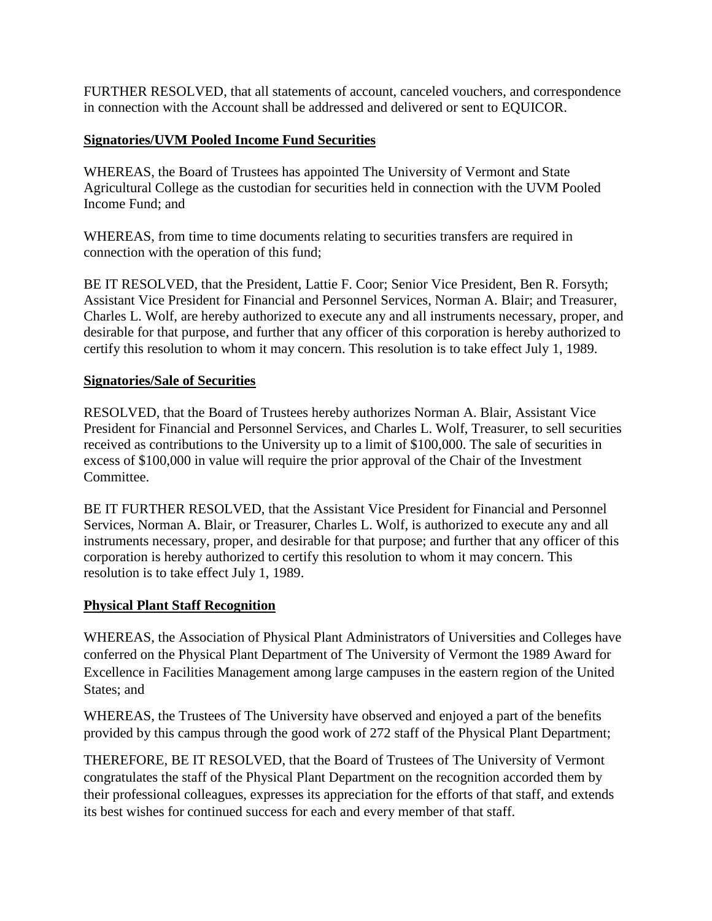FURTHER RESOLVED, that all statements of account, canceled vouchers, and correspondence in connection with the Account shall be addressed and delivered or sent to EQUICOR.

**Signatories/UVM Pooled Income Fund Securities**

WHEREAS, the Board of Trustees has appointed The University of Vermont and State Agricultural College as the custodian for securities held in connection with the UVM Pooled Income Fund; and

WHEREAS, from time to time documents relating to securities transfers are required in connection with the operation of this fund;

BE IT RESOLVED, that the President, Lattie F. Coor; Senior Vice President, Ben R. Forsyth; Assistant Vice President for Financial and Personnel Services, Norman A. Blair; and Treasurer, Charles L. Wolf, are hereby authorized to execute any and all instruments necessary, proper, and desirable for that purpose, and further that any officer of this corporation is hereby authorized to certify this resolution to whom it may concern. This resolution is to take effect July 1, 1989.

**Signatories/Sale of Securities**

RESOLVED, that the Board of Trustees hereby authorizes Norman A. Blair, Assistant Vice President for Financial and Personnel Services, and Charles L. Wolf, Treasurer, to sell securities received as contributions to the University up to a limit of $100,000. The sale of securities in excess of $100,000 in value will require the prior approval of the Chair of the Investment Committee.

BE IT FURTHER RESOLVED, that the Assistant Vice President for Financial and Personnel Services, Norman A. Blair, or Treasurer, Charles L. Wolf, is authorized to execute any and all instruments necessary, proper, and desirable for that purpose; and further that any officer of this corporation is hereby authorized to certify this resolution to whom it may concern. This resolution is to take effect July 1, 1989.

**Physical Plant Staff Recognition**

WHEREAS, the Association of Physical Plant Administrators of Universities and Colleges have conferred on the Physical Plant Department of The University of Vermont the 1989 Award for Excellence in Facilities Management among large campuses in the eastern region of the United States; and

WHEREAS, the Trustees of The University have observed and enjoyed a part of the benefits provided by this campus through the good work of 272 staff of the Physical Plant Department;

THEREFORE, BE IT RESOLVED, that the Board of Trustees of The University of Vermont congratulates the staff of the Physical Plant Department on the recognition accorded them by their professional colleagues, expresses its appreciation for the efforts of that staff, and extends its best wishes for continued success for each and every member of that staff.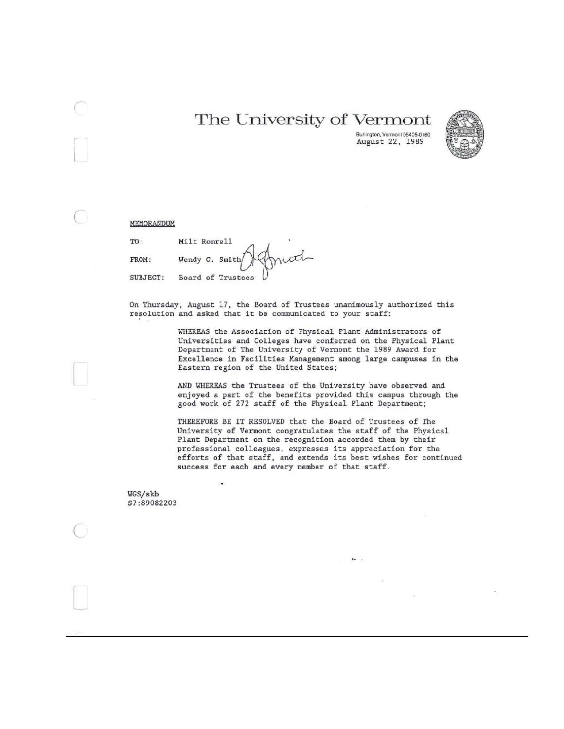# The University of Vermont

Burlington, Vermont 05405-0160
August 22, 1989

MEMORANDUM

TO: Milt Romrell

FROM: Wendy G. Smith

SUBJECT: Board of Trustees

On Thursday, August 17, the Board of Trustees unanimously authorized this resolution and asked that it be communicated to your staff:

> WHEREAS the Association of Physical Plant Administrators of Universities and Colleges have conferred on the Physical Plant Department of The University of Vermont the 1989 Award for Excellence in Facilities Management among large campuses in the Eastern region of the United States;
>
> AND WHEREAS the Trustees of the University have observed and enjoyed a part of the benefits provided this campus through the good work of 272 staff of the Physical Plant Department;
>
> THEREFORE BE IT RESOLVED that the Board of Trustees of The University of Vermont congratulates the staff of the Physical Plant Department on the recognition accorded them by their professional colleagues, expresses its appreciation for the efforts of that staff, and extends its best wishes for continued success for each and every member of that staff.

WGS/skb
S7:89082203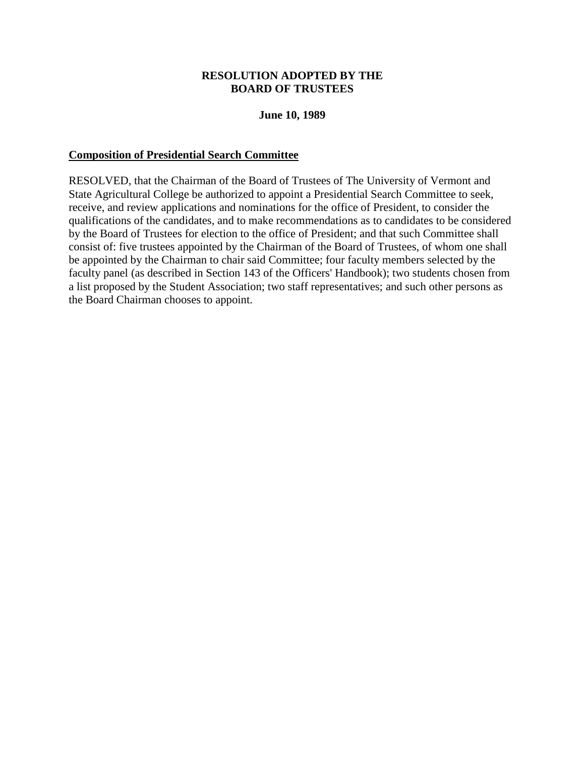**RESOLUTION ADOPTED BY THE BOARD OF TRUSTEES**

**June 10, 1989**

**Composition of Presidential Search Committee**

RESOLVED, that the Chairman of the Board of Trustees of The University of Vermont and State Agricultural College be authorized to appoint a Presidential Search Committee to seek, receive, and review applications and nominations for the office of President, to consider the qualifications of the candidates, and to make recommendations as to candidates to be considered by the Board of Trustees for election to the office of President; and that such Committee shall consist of: five trustees appointed by the Chairman of the Board of Trustees, of whom one shall be appointed by the Chairman to chair said Committee; four faculty members selected by the faculty panel (as described in Section 143 of the Officers' Handbook); two students chosen from a list proposed by the Student Association; two staff representatives; and such other persons as the Board Chairman chooses to appoint.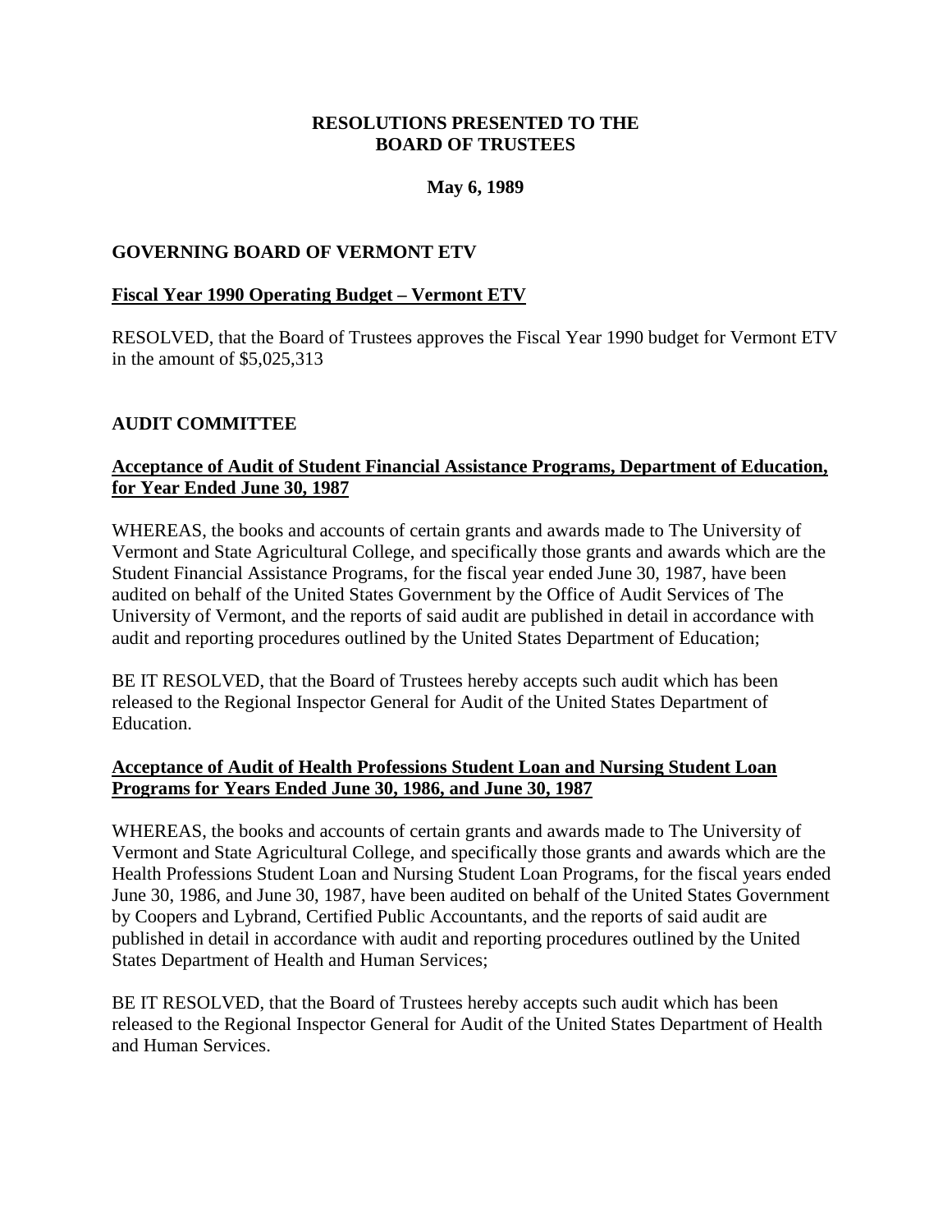# RESOLUTIONS PRESENTED TO THE BOARD OF TRUSTEES

**May 6, 1989**

## GOVERNING BOARD OF VERMONT ETV

### Fiscal Year 1990 Operating Budget – Vermont ETV

RESOLVED, that the Board of Trustees approves the Fiscal Year 1990 budget for Vermont ETV in the amount of $5,025,313

## AUDIT COMMITTEE

### Acceptance of Audit of Student Financial Assistance Programs, Department of Education, for Year Ended June 30, 1987

WHEREAS, the books and accounts of certain grants and awards made to The University of Vermont and State Agricultural College, and specifically those grants and awards which are the Student Financial Assistance Programs, for the fiscal year ended June 30, 1987, have been audited on behalf of the United States Government by the Office of Audit Services of The University of Vermont, and the reports of said audit are published in detail in accordance with audit and reporting procedures outlined by the United States Department of Education;

BE IT RESOLVED, that the Board of Trustees hereby accepts such audit which has been released to the Regional Inspector General for Audit of the United States Department of Education.

### Acceptance of Audit of Health Professions Student Loan and Nursing Student Loan Programs for Years Ended June 30, 1986, and June 30, 1987

WHEREAS, the books and accounts of certain grants and awards made to The University of Vermont and State Agricultural College, and specifically those grants and awards which are the Health Professions Student Loan and Nursing Student Loan Programs, for the fiscal years ended June 30, 1986, and June 30, 1987, have been audited on behalf of the United States Government by Coopers and Lybrand, Certified Public Accountants, and the reports of said audit are published in detail in accordance with audit and reporting procedures outlined by the United States Department of Health and Human Services;

BE IT RESOLVED, that the Board of Trustees hereby accepts such audit which has been released to the Regional Inspector General for Audit of the United States Department of Health and Human Services.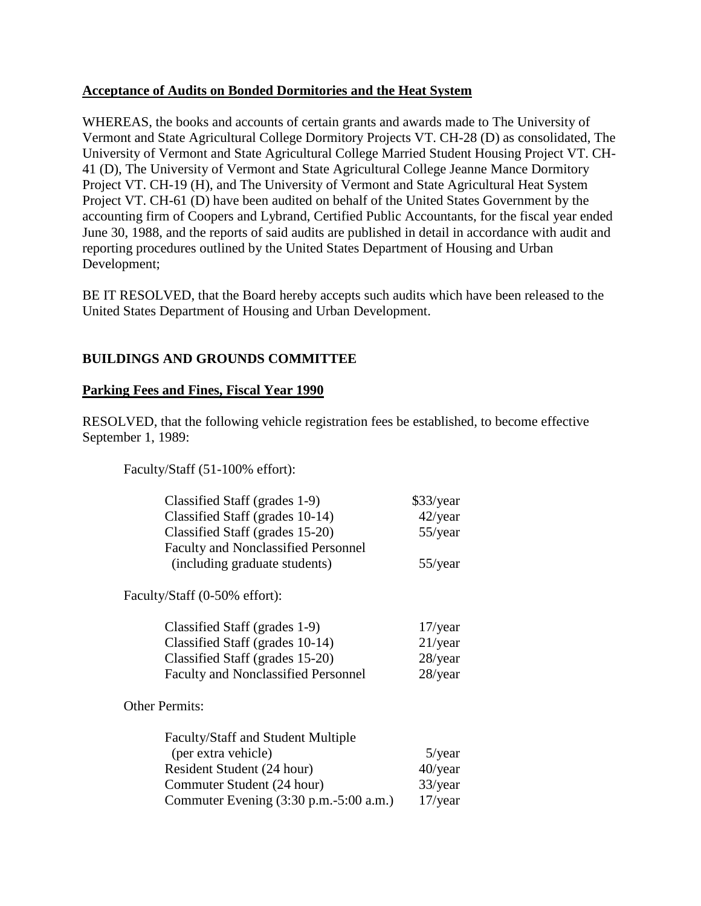**Acceptance of Audits on Bonded Dormitories and the Heat System**

WHEREAS, the books and accounts of certain grants and awards made to The University of Vermont and State Agricultural College Dormitory Projects VT. CH-28 (D) as consolidated, The University of Vermont and State Agricultural College Married Student Housing Project VT. CH-41 (D), The University of Vermont and State Agricultural College Jeanne Mance Dormitory Project VT. CH-19 (H), and The University of Vermont and State Agricultural Heat System Project VT. CH-61 (D) have been audited on behalf of the United States Government by the accounting firm of Coopers and Lybrand, Certified Public Accountants, for the fiscal year ended June 30, 1988, and the reports of said audits are published in detail in accordance with audit and reporting procedures outlined by the United States Department of Housing and Urban Development;

BE IT RESOLVED, that the Board hereby accepts such audits which have been released to the United States Department of Housing and Urban Development.

## BUILDINGS AND GROUNDS COMMITTEE

**Parking Fees and Fines, Fiscal Year 1990**

RESOLVED, that the following vehicle registration fees be established, to become effective September 1, 1989:

Faculty/Staff (51-100% effort):

| | |
|---|---|
| Classified Staff (grades 1-9) | $33/year |
| Classified Staff (grades 10-14) | 42/year |
| Classified Staff (grades 15-20) | 55/year |
| Faculty and Nonclassified Personnel (including graduate students) | 55/year |

Faculty/Staff (0-50% effort):

| | |
|---|---|
| Classified Staff (grades 1-9) | 17/year |
| Classified Staff (grades 10-14) | 21/year |
| Classified Staff (grades 15-20) | 28/year |
| Faculty and Nonclassified Personnel | 28/year |

Other Permits:

| | |
|---|---|
| Faculty/Staff and Student Multiple (per extra vehicle) | 5/year |
| Resident Student (24 hour) | 40/year |
| Commuter Student (24 hour) | 33/year |
| Commuter Evening (3:30 p.m.-5:00 a.m.) | 17/year |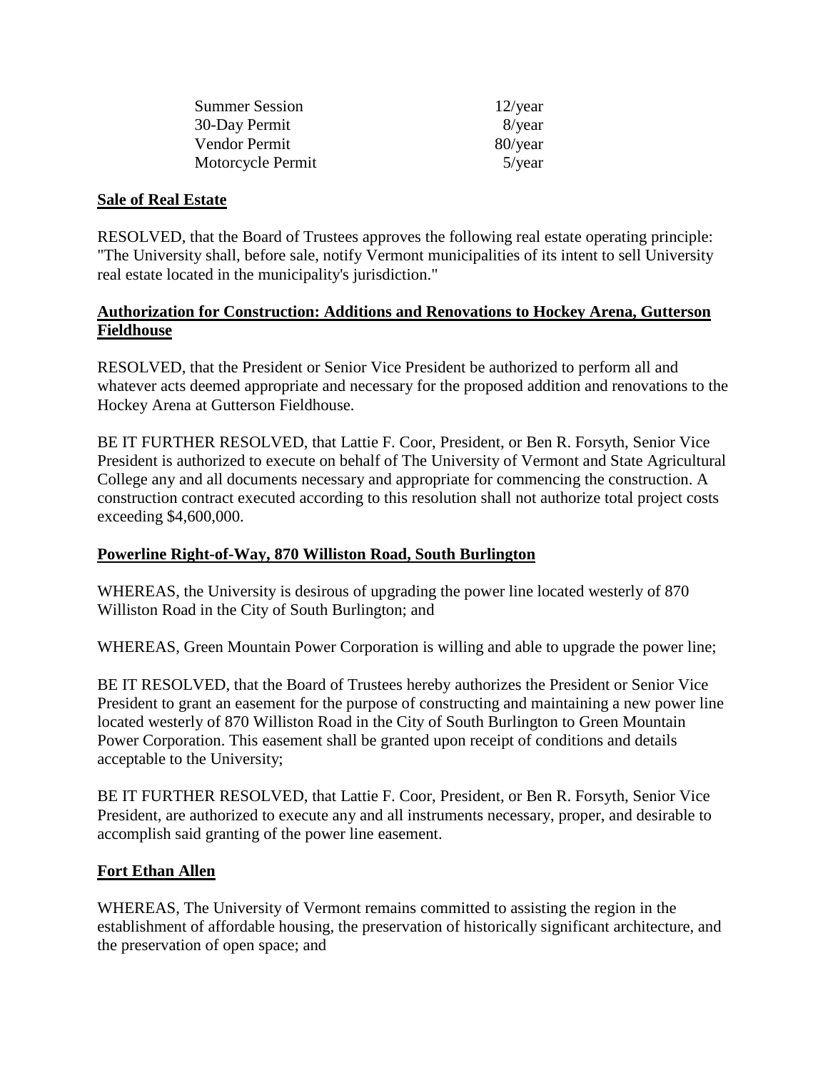| | |
|---|---|
| Summer Session | 12/year |
| 30-Day Permit | 8/year |
| Vendor Permit | 80/year |
| Motorcycle Permit | 5/year |

**Sale of Real Estate**

RESOLVED, that the Board of Trustees approves the following real estate operating principle: "The University shall, before sale, notify Vermont municipalities of its intent to sell University real estate located in the municipality's jurisdiction."

**Authorization for Construction: Additions and Renovations to Hockey Arena, Gutterson Fieldhouse**

RESOLVED, that the President or Senior Vice President be authorized to perform all and whatever acts deemed appropriate and necessary for the proposed addition and renovations to the Hockey Arena at Gutterson Fieldhouse.

BE IT FURTHER RESOLVED, that Lattie F. Coor, President, or Ben R. Forsyth, Senior Vice President is authorized to execute on behalf of The University of Vermont and State Agricultural College any and all documents necessary and appropriate for commencing the construction. A construction contract executed according to this resolution shall not authorize total project costs exceeding $4,600,000.

**Powerline Right-of-Way, 870 Williston Road, South Burlington**

WHEREAS, the University is desirous of upgrading the power line located westerly of 870 Williston Road in the City of South Burlington; and

WHEREAS, Green Mountain Power Corporation is willing and able to upgrade the power line;

BE IT RESOLVED, that the Board of Trustees hereby authorizes the President or Senior Vice President to grant an easement for the purpose of constructing and maintaining a new power line located westerly of 870 Williston Road in the City of South Burlington to Green Mountain Power Corporation. This easement shall be granted upon receipt of conditions and details acceptable to the University;

BE IT FURTHER RESOLVED, that Lattie F. Coor, President, or Ben R. Forsyth, Senior Vice President, are authorized to execute any and all instruments necessary, proper, and desirable to accomplish said granting of the power line easement.

**Fort Ethan Allen**

WHEREAS, The University of Vermont remains committed to assisting the region in the establishment of affordable housing, the preservation of historically significant architecture, and the preservation of open space; and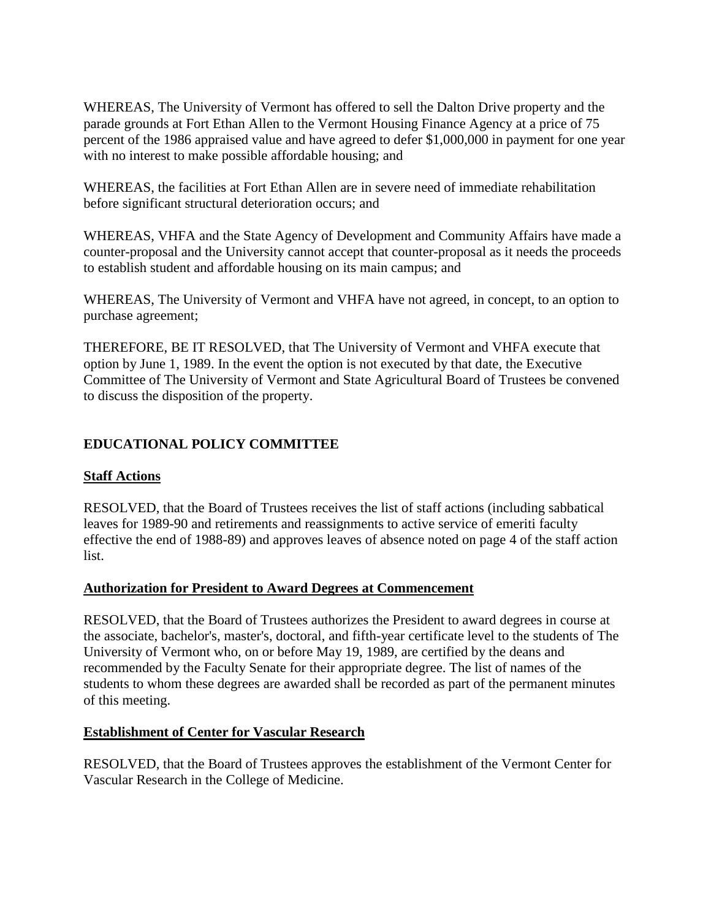WHEREAS, The University of Vermont has offered to sell the Dalton Drive property and the parade grounds at Fort Ethan Allen to the Vermont Housing Finance Agency at a price of 75 percent of the 1986 appraised value and have agreed to defer $1,000,000 in payment for one year with no interest to make possible affordable housing; and

WHEREAS, the facilities at Fort Ethan Allen are in severe need of immediate rehabilitation before significant structural deterioration occurs; and

WHEREAS, VHFA and the State Agency of Development and Community Affairs have made a counter-proposal and the University cannot accept that counter-proposal as it needs the proceeds to establish student and affordable housing on its main campus; and

WHEREAS, The University of Vermont and VHFA have not agreed, in concept, to an option to purchase agreement;

THEREFORE, BE IT RESOLVED, that The University of Vermont and VHFA execute that option by June 1, 1989. In the event the option is not executed by that date, the Executive Committee of The University of Vermont and State Agricultural Board of Trustees be convened to discuss the disposition of the property.

## EDUCATIONAL POLICY COMMITTEE

### Staff Actions

RESOLVED, that the Board of Trustees receives the list of staff actions (including sabbatical leaves for 1989-90 and retirements and reassignments to active service of emeriti faculty effective the end of 1988-89) and approves leaves of absence noted on page 4 of the staff action list.

### Authorization for President to Award Degrees at Commencement

RESOLVED, that the Board of Trustees authorizes the President to award degrees in course at the associate, bachelor's, master's, doctoral, and fifth-year certificate level to the students of The University of Vermont who, on or before May 19, 1989, are certified by the deans and recommended by the Faculty Senate for their appropriate degree. The list of names of the students to whom these degrees are awarded shall be recorded as part of the permanent minutes of this meeting.

### Establishment of Center for Vascular Research

RESOLVED, that the Board of Trustees approves the establishment of the Vermont Center for Vascular Research in the College of Medicine.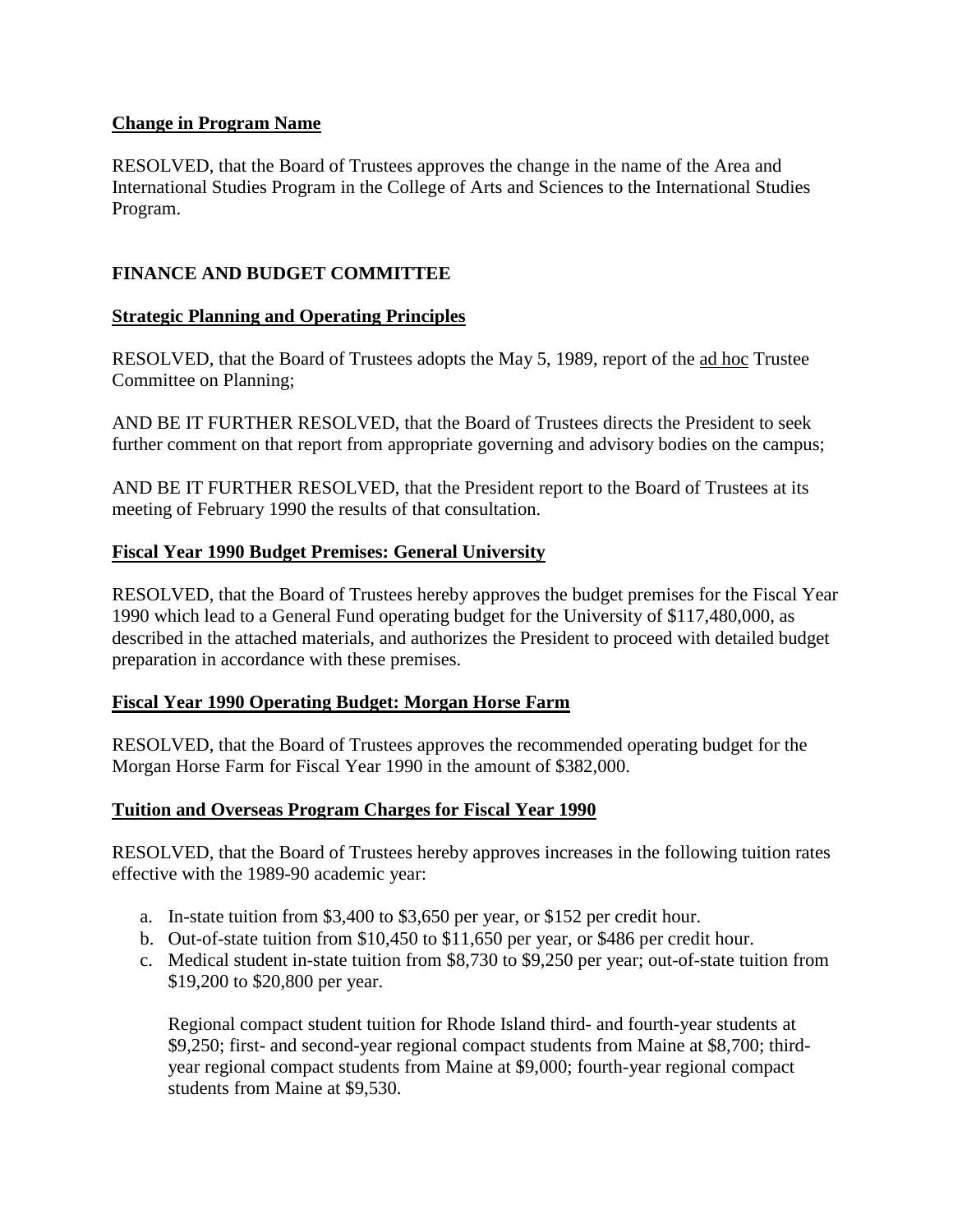**Change in Program Name**

RESOLVED, that the Board of Trustees approves the change in the name of the Area and International Studies Program in the College of Arts and Sciences to the International Studies Program.

## FINANCE AND BUDGET COMMITTEE

**Strategic Planning and Operating Principles**

RESOLVED, that the Board of Trustees adopts the May 5, 1989, report of the ad hoc Trustee Committee on Planning;

AND BE IT FURTHER RESOLVED, that the Board of Trustees directs the President to seek further comment on that report from appropriate governing and advisory bodies on the campus;

AND BE IT FURTHER RESOLVED, that the President report to the Board of Trustees at its meeting of February 1990 the results of that consultation.

**Fiscal Year 1990 Budget Premises: General University**

RESOLVED, that the Board of Trustees hereby approves the budget premises for the Fiscal Year 1990 which lead to a General Fund operating budget for the University of $117,480,000, as described in the attached materials, and authorizes the President to proceed with detailed budget preparation in accordance with these premises.

**Fiscal Year 1990 Operating Budget: Morgan Horse Farm**

RESOLVED, that the Board of Trustees approves the recommended operating budget for the Morgan Horse Farm for Fiscal Year 1990 in the amount of $382,000.

**Tuition and Overseas Program Charges for Fiscal Year 1990**

RESOLVED, that the Board of Trustees hereby approves increases in the following tuition rates effective with the 1989-90 academic year:

a. In-state tuition from $3,400 to $3,650 per year, or $152 per credit hour.
b. Out-of-state tuition from $10,450 to $11,650 per year, or $486 per credit hour.
c. Medical student in-state tuition from $8,730 to $9,250 per year; out-of-state tuition from $19,200 to $20,800 per year.

   Regional compact student tuition for Rhode Island third- and fourth-year students at $9,250; first- and second-year regional compact students from Maine at $8,700; third-year regional compact students from Maine at $9,000; fourth-year regional compact students from Maine at $9,530.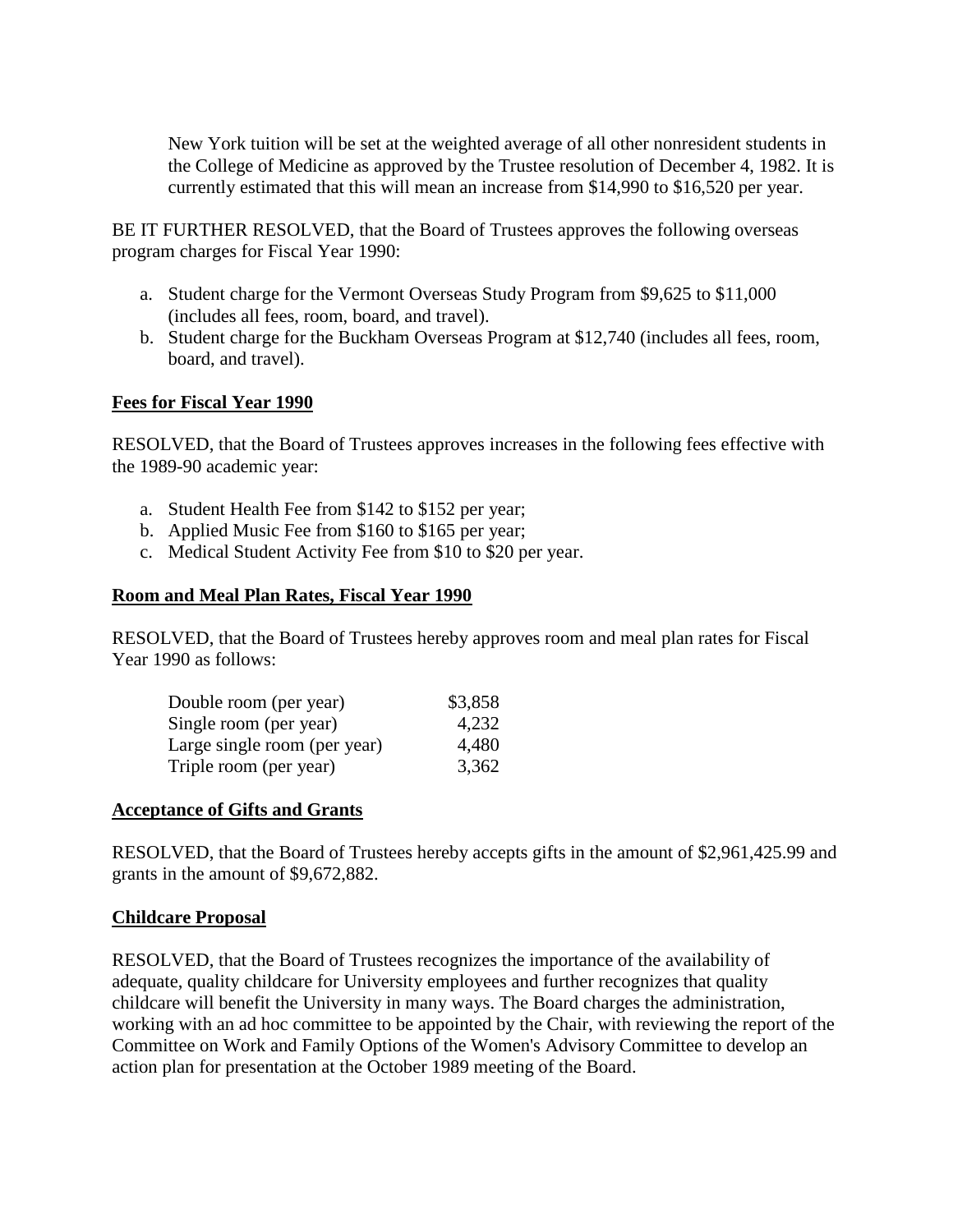New York tuition will be set at the weighted average of all other nonresident students in the College of Medicine as approved by the Trustee resolution of December 4, 1982. It is currently estimated that this will mean an increase from $14,990 to $16,520 per year.

BE IT FURTHER RESOLVED, that the Board of Trustees approves the following overseas program charges for Fiscal Year 1990:

a. Student charge for the Vermont Overseas Study Program from $9,625 to $11,000 (includes all fees, room, board, and travel).
b. Student charge for the Buckham Overseas Program at $12,740 (includes all fees, room, board, and travel).

**Fees for Fiscal Year 1990**

RESOLVED, that the Board of Trustees approves increases in the following fees effective with the 1989-90 academic year:

a. Student Health Fee from $142 to $152 per year;
b. Applied Music Fee from $160 to $165 per year;
c. Medical Student Activity Fee from $10 to $20 per year.

**Room and Meal Plan Rates, Fiscal Year 1990**

RESOLVED, that the Board of Trustees hereby approves room and meal plan rates for Fiscal Year 1990 as follows:

| | |
|---|---|
| Double room (per year) | $3,858 |
| Single room (per year) | 4,232 |
| Large single room (per year) | 4,480 |
| Triple room (per year) | 3,362 |

**Acceptance of Gifts and Grants**

RESOLVED, that the Board of Trustees hereby accepts gifts in the amount of $2,961,425.99 and grants in the amount of $9,672,882.

**Childcare Proposal**

RESOLVED, that the Board of Trustees recognizes the importance of the availability of adequate, quality childcare for University employees and further recognizes that quality childcare will benefit the University in many ways. The Board charges the administration, working with an ad hoc committee to be appointed by the Chair, with reviewing the report of the Committee on Work and Family Options of the Women's Advisory Committee to develop an action plan for presentation at the October 1989 meeting of the Board.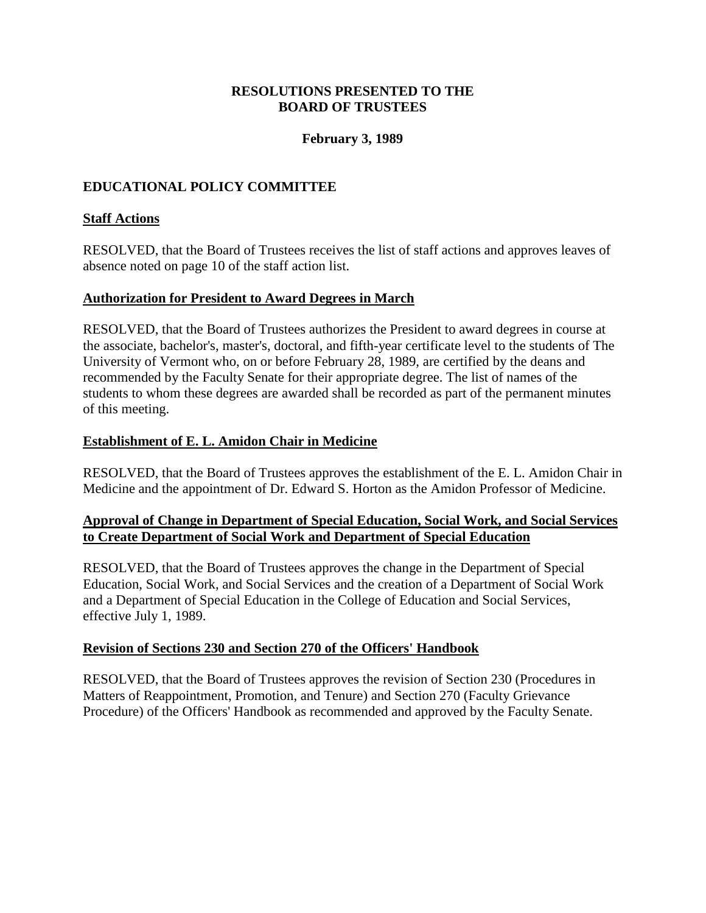# RESOLUTIONS PRESENTED TO THE BOARD OF TRUSTEES

**February 3, 1989**

## EDUCATIONAL POLICY COMMITTEE

### Staff Actions

RESOLVED, that the Board of Trustees receives the list of staff actions and approves leaves of absence noted on page 10 of the staff action list.

### Authorization for President to Award Degrees in March

RESOLVED, that the Board of Trustees authorizes the President to award degrees in course at the associate, bachelor's, master's, doctoral, and fifth-year certificate level to the students of The University of Vermont who, on or before February 28, 1989, are certified by the deans and recommended by the Faculty Senate for their appropriate degree. The list of names of the students to whom these degrees are awarded shall be recorded as part of the permanent minutes of this meeting.

### Establishment of E. L. Amidon Chair in Medicine

RESOLVED, that the Board of Trustees approves the establishment of the E. L. Amidon Chair in Medicine and the appointment of Dr. Edward S. Horton as the Amidon Professor of Medicine.

### Approval of Change in Department of Special Education, Social Work, and Social Services to Create Department of Social Work and Department of Special Education

RESOLVED, that the Board of Trustees approves the change in the Department of Special Education, Social Work, and Social Services and the creation of a Department of Social Work and a Department of Special Education in the College of Education and Social Services, effective July 1, 1989.

### Revision of Sections 230 and Section 270 of the Officers' Handbook

RESOLVED, that the Board of Trustees approves the revision of Section 230 (Procedures in Matters of Reappointment, Promotion, and Tenure) and Section 270 (Faculty Grievance Procedure) of the Officers' Handbook as recommended and approved by the Faculty Senate.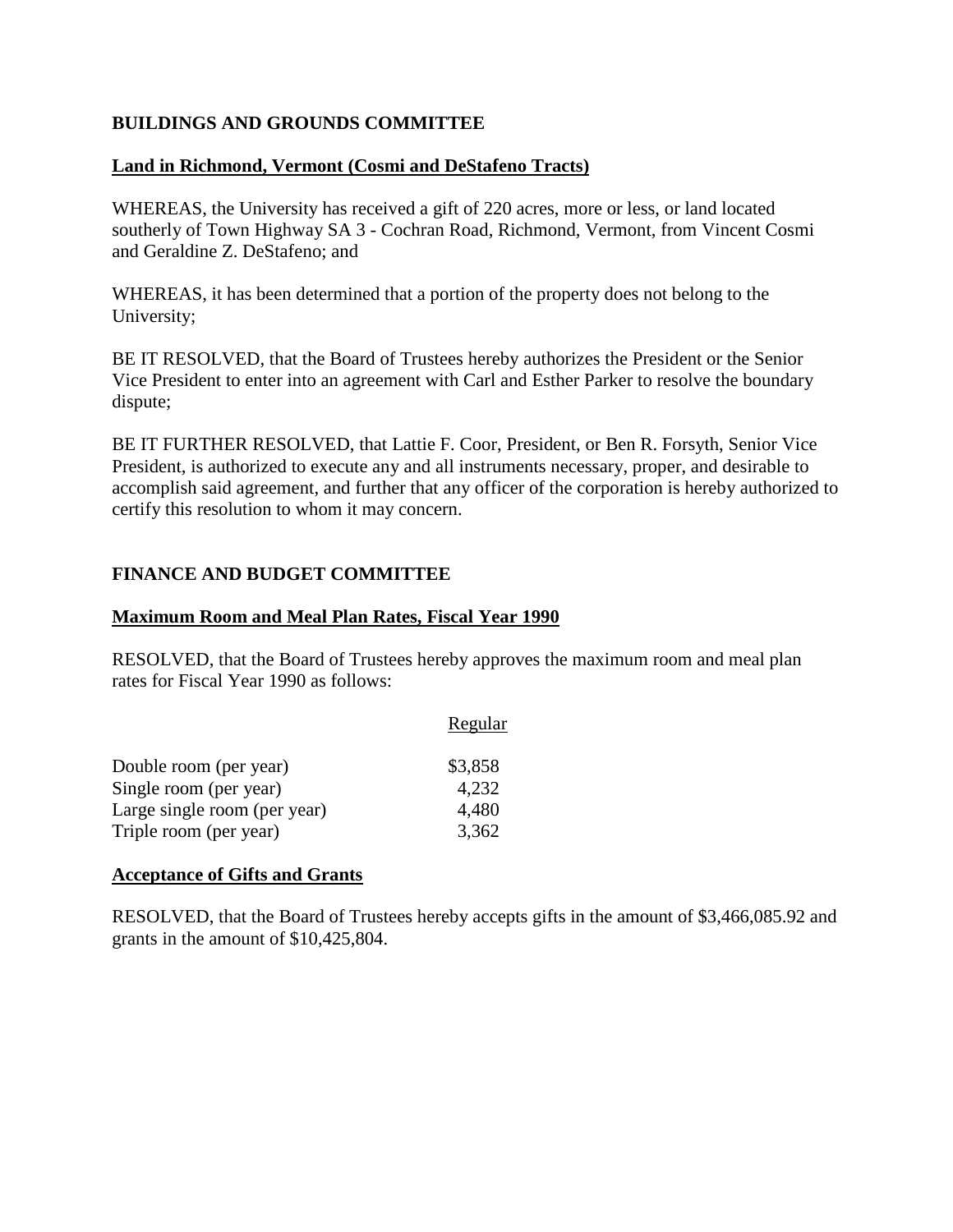## BUILDINGS AND GROUNDS COMMITTEE

### Land in Richmond, Vermont (Cosmi and DeStafeno Tracts)

WHEREAS, the University has received a gift of 220 acres, more or less, or land located southerly of Town Highway SA 3 - Cochran Road, Richmond, Vermont, from Vincent Cosmi and Geraldine Z. DeStafeno; and

WHEREAS, it has been determined that a portion of the property does not belong to the University;

BE IT RESOLVED, that the Board of Trustees hereby authorizes the President or the Senior Vice President to enter into an agreement with Carl and Esther Parker to resolve the boundary dispute;

BE IT FURTHER RESOLVED, that Lattie F. Coor, President, or Ben R. Forsyth, Senior Vice President, is authorized to execute any and all instruments necessary, proper, and desirable to accomplish said agreement, and further that any officer of the corporation is hereby authorized to certify this resolution to whom it may concern.

## FINANCE AND BUDGET COMMITTEE

### Maximum Room and Meal Plan Rates, Fiscal Year 1990

RESOLVED, that the Board of Trustees hereby approves the maximum room and meal plan rates for Fiscal Year 1990 as follows:

| | Regular |
|---|---|
| Double room (per year) | $3,858 |
| Single room (per year) | 4,232 |
| Large single room (per year) | 4,480 |
| Triple room (per year) | 3,362 |

### Acceptance of Gifts and Grants

RESOLVED, that the Board of Trustees hereby accepts gifts in the amount of $3,466,085.92 and grants in the amount of $10,425,804.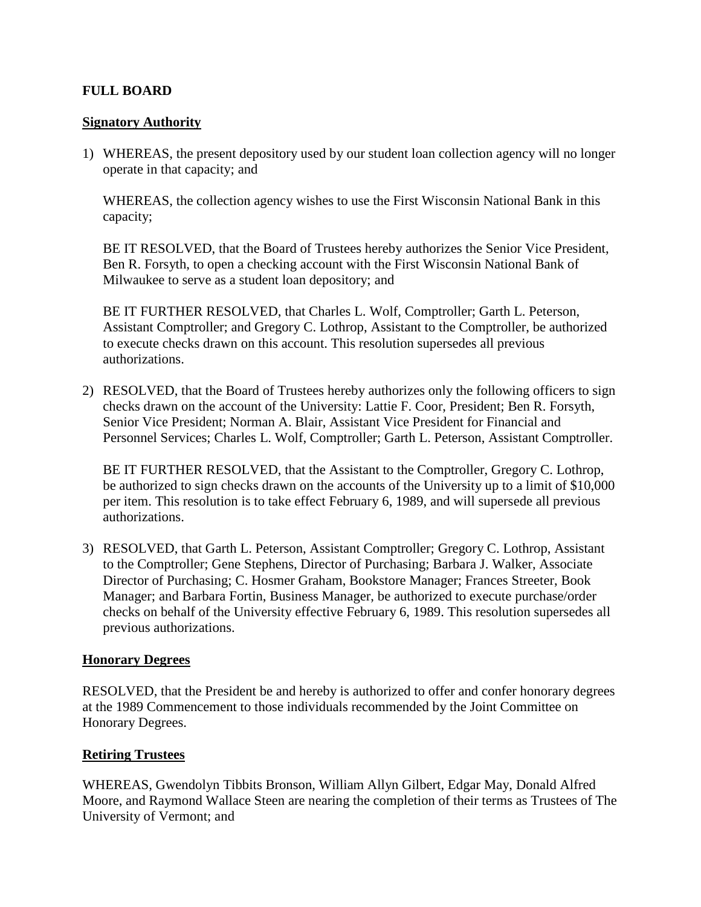**FULL BOARD**

**Signatory Authority**

1) WHEREAS, the present depository used by our student loan collection agency will no longer operate in that capacity; and

   WHEREAS, the collection agency wishes to use the First Wisconsin National Bank in this capacity;

   BE IT RESOLVED, that the Board of Trustees hereby authorizes the Senior Vice President, Ben R. Forsyth, to open a checking account with the First Wisconsin National Bank of Milwaukee to serve as a student loan depository; and

   BE IT FURTHER RESOLVED, that Charles L. Wolf, Comptroller; Garth L. Peterson, Assistant Comptroller; and Gregory C. Lothrop, Assistant to the Comptroller, be authorized to execute checks drawn on this account. This resolution supersedes all previous authorizations.

2) RESOLVED, that the Board of Trustees hereby authorizes only the following officers to sign checks drawn on the account of the University: Lattie F. Coor, President; Ben R. Forsyth, Senior Vice President; Norman A. Blair, Assistant Vice President for Financial and Personnel Services; Charles L. Wolf, Comptroller; Garth L. Peterson, Assistant Comptroller.

   BE IT FURTHER RESOLVED, that the Assistant to the Comptroller, Gregory C. Lothrop, be authorized to sign checks drawn on the accounts of the University up to a limit of $10,000 per item. This resolution is to take effect February 6, 1989, and will supersede all previous authorizations.

3) RESOLVED, that Garth L. Peterson, Assistant Comptroller; Gregory C. Lothrop, Assistant to the Comptroller; Gene Stephens, Director of Purchasing; Barbara J. Walker, Associate Director of Purchasing; C. Hosmer Graham, Bookstore Manager; Frances Streeter, Book Manager; and Barbara Fortin, Business Manager, be authorized to execute purchase/order checks on behalf of the University effective February 6, 1989. This resolution supersedes all previous authorizations.

**Honorary Degrees**

RESOLVED, that the President be and hereby is authorized to offer and confer honorary degrees at the 1989 Commencement to those individuals recommended by the Joint Committee on Honorary Degrees.

**Retiring Trustees**

WHEREAS, Gwendolyn Tibbits Bronson, William Allyn Gilbert, Edgar May, Donald Alfred Moore, and Raymond Wallace Steen are nearing the completion of their terms as Trustees of The University of Vermont; and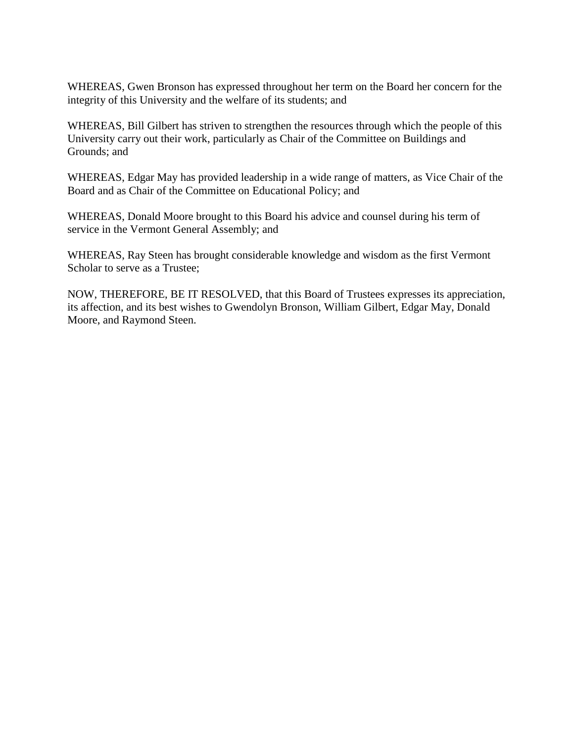WHEREAS, Gwen Bronson has expressed throughout her term on the Board her concern for the integrity of this University and the welfare of its students; and

WHEREAS, Bill Gilbert has striven to strengthen the resources through which the people of this University carry out their work, particularly as Chair of the Committee on Buildings and Grounds; and

WHEREAS, Edgar May has provided leadership in a wide range of matters, as Vice Chair of the Board and as Chair of the Committee on Educational Policy; and

WHEREAS, Donald Moore brought to this Board his advice and counsel during his term of service in the Vermont General Assembly; and

WHEREAS, Ray Steen has brought considerable knowledge and wisdom as the first Vermont Scholar to serve as a Trustee;

NOW, THEREFORE, BE IT RESOLVED, that this Board of Trustees expresses its appreciation, its affection, and its best wishes to Gwendolyn Bronson, William Gilbert, Edgar May, Donald Moore, and Raymond Steen.